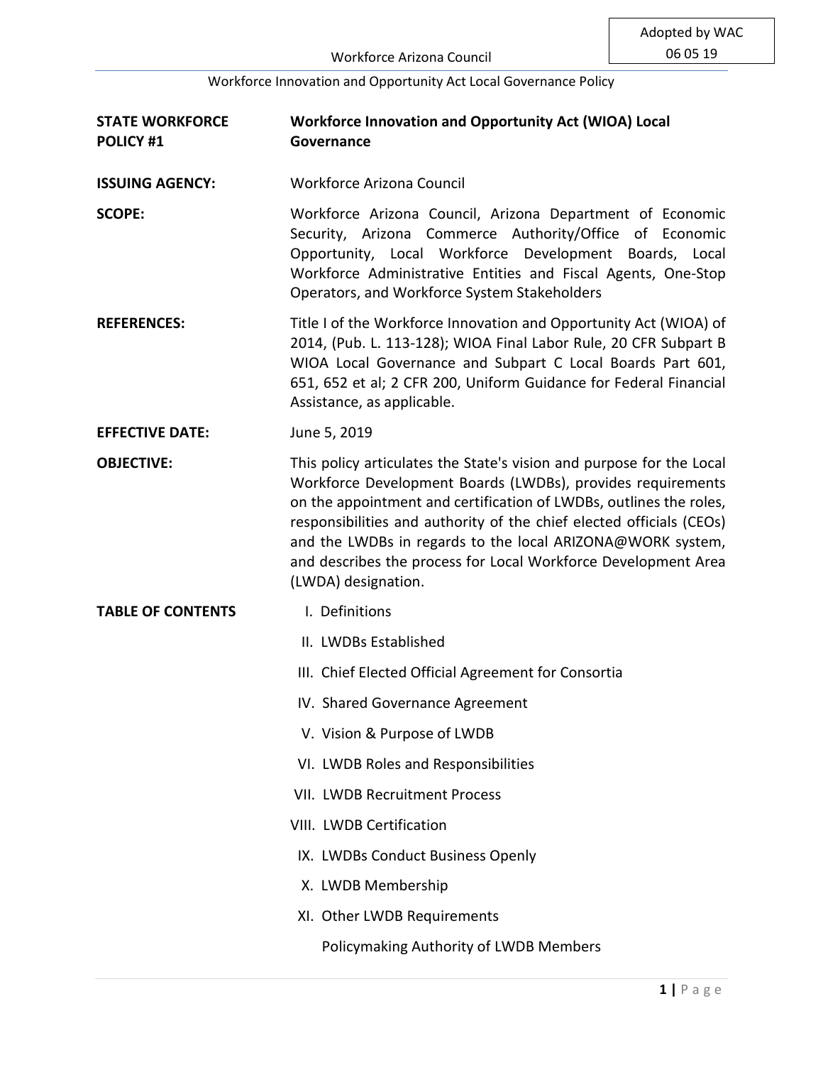Adopted by WAC 06 05 19

| | |
|---|---|
| **STATE WORKFORCE POLICY #1** | **Workforce Innovation and Opportunity Act (WIOA) Local Governance** |
| **ISSUING AGENCY:** | Workforce Arizona Council |
| **SCOPE:** | Workforce Arizona Council, Arizona Department of Economic Security, Arizona Commerce Authority/Office of Economic Opportunity, Local Workforce Development Boards, Local Workforce Administrative Entities and Fiscal Agents, One-Stop Operators, and Workforce System Stakeholders |
| **REFERENCES:** | Title I of the Workforce Innovation and Opportunity Act (WIOA) of 2014, (Pub. L. 113-128); WIOA Final Labor Rule, 20 CFR Subpart B WIOA Local Governance and Subpart C Local Boards Part 601, 651, 652 et al; 2 CFR 200, Uniform Guidance for Federal Financial Assistance, as applicable. |
| **EFFECTIVE DATE:** | June 5, 2019 |
| **OBJECTIVE:** | This policy articulates the State's vision and purpose for the Local Workforce Development Boards (LWDBs), provides requirements on the appointment and certification of LWDBs, outlines the roles, responsibilities and authority of the chief elected officials (CEOs) and the LWDBs in regards to the local ARIZONA@WORK system, and describes the process for Local Workforce Development Area (LWDA) designation. |

**TABLE OF CONTENTS**

I. Definitions

II. LWDBs Established

III. Chief Elected Official Agreement for Consortia

IV. Shared Governance Agreement

V. Vision & Purpose of LWDB

VI. LWDB Roles and Responsibilities

VII. LWDB Recruitment Process

VIII. LWDB Certification

IX. LWDBs Conduct Business Openly

X. LWDB Membership

XI. Other LWDB Requirements

Policymaking Authority of LWDB Members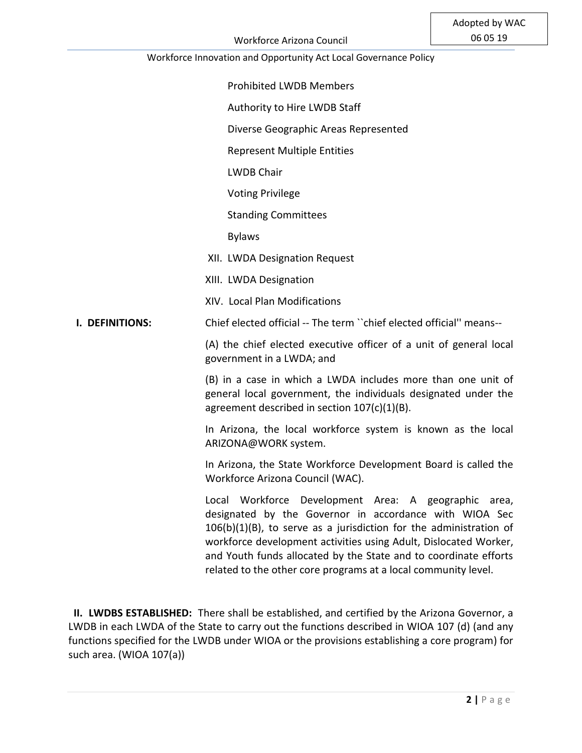Prohibited LWDB Members

Authority to Hire LWDB Staff

Diverse Geographic Areas Represented

Represent Multiple Entities

LWDB Chair

Voting Privilege

Standing Committees

Bylaws

XII. LWDA Designation Request

XIII. LWDA Designation

XIV. Local Plan Modifications

**I. DEFINITIONS:**

Chief elected official -- The term ``chief elected official'' means--

(A) the chief elected executive officer of a unit of general local government in a LWDA; and

(B) in a case in which a LWDA includes more than one unit of general local government, the individuals designated under the agreement described in section 107(c)(1)(B).

In Arizona, the local workforce system is known as the local ARIZONA@WORK system.

In Arizona, the State Workforce Development Board is called the Workforce Arizona Council (WAC).

Local Workforce Development Area: A geographic area, designated by the Governor in accordance with WIOA Sec 106(b)(1)(B), to serve as a jurisdiction for the administration of workforce development activities using Adult, Dislocated Worker, and Youth funds allocated by the State and to coordinate efforts related to the other core programs at a local community level.

**II. LWDBS ESTABLISHED:** There shall be established, and certified by the Arizona Governor, a LWDB in each LWDA of the State to carry out the functions described in WIOA 107 (d) (and any functions specified for the LWDB under WIOA or the provisions establishing a core program) for such area. (WIOA 107(a))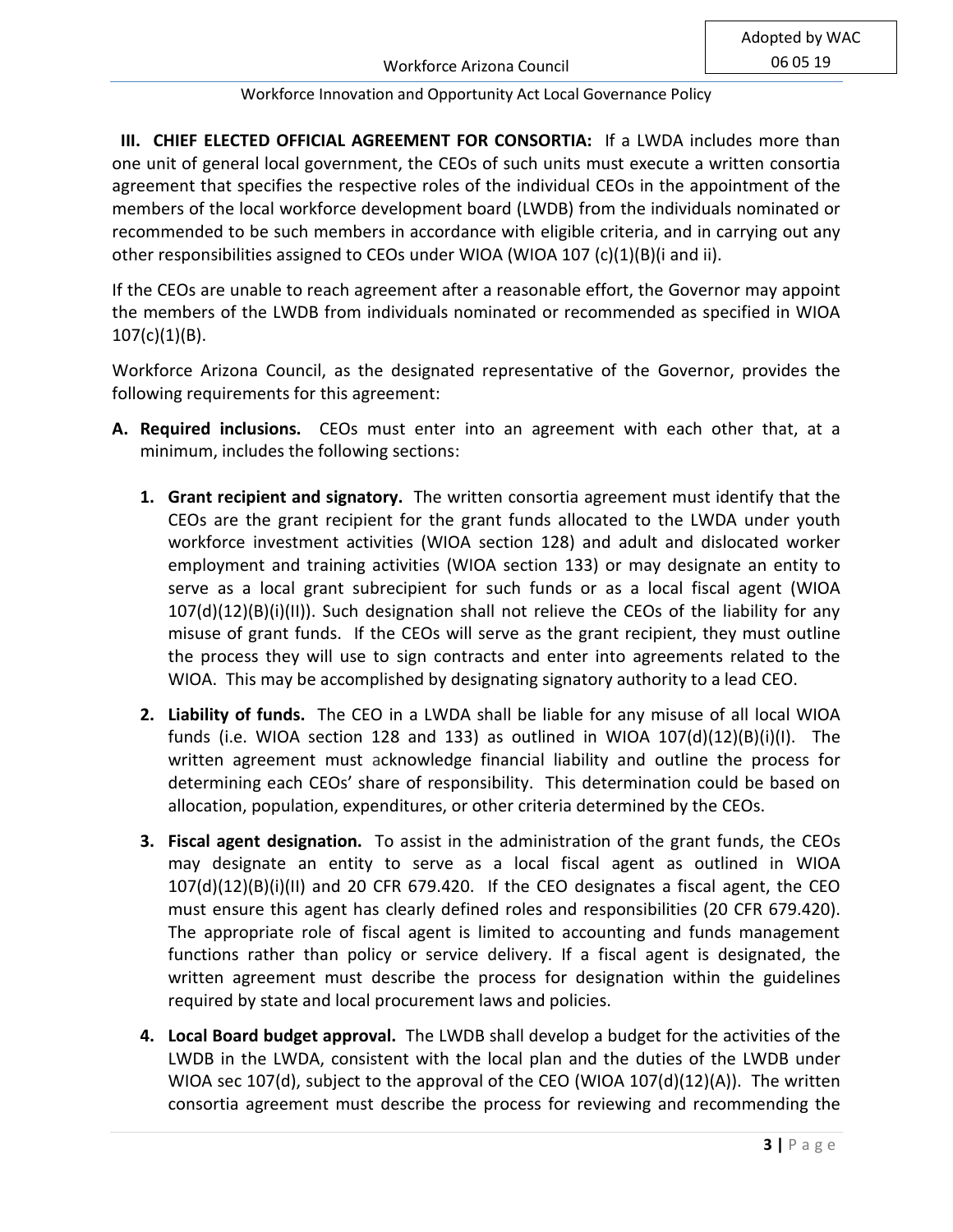**III. CHIEF ELECTED OFFICIAL AGREEMENT FOR CONSORTIA:** If a LWDA includes more than one unit of general local government, the CEOs of such units must execute a written consortia agreement that specifies the respective roles of the individual CEOs in the appointment of the members of the local workforce development board (LWDB) from the individuals nominated or recommended to be such members in accordance with eligible criteria, and in carrying out any other responsibilities assigned to CEOs under WIOA (WIOA 107 (c)(1)(B)(i and ii).

If the CEOs are unable to reach agreement after a reasonable effort, the Governor may appoint the members of the LWDB from individuals nominated or recommended as specified in WIOA 107(c)(1)(B).

Workforce Arizona Council, as the designated representative of the Governor, provides the following requirements for this agreement:

**A. Required inclusions.** CEOs must enter into an agreement with each other that, at a minimum, includes the following sections:

1. **Grant recipient and signatory.** The written consortia agreement must identify that the CEOs are the grant recipient for the grant funds allocated to the LWDA under youth workforce investment activities (WIOA section 128) and adult and dislocated worker employment and training activities (WIOA section 133) or may designate an entity to serve as a local grant subrecipient for such funds or as a local fiscal agent (WIOA 107(d)(12)(B)(i)(II)). Such designation shall not relieve the CEOs of the liability for any misuse of grant funds. If the CEOs will serve as the grant recipient, they must outline the process they will use to sign contracts and enter into agreements related to the WIOA. This may be accomplished by designating signatory authority to a lead CEO.

2. **Liability of funds.** The CEO in a LWDA shall be liable for any misuse of all local WIOA funds (i.e. WIOA section 128 and 133) as outlined in WIOA 107(d)(12)(B)(i)(I). The written agreement must acknowledge financial liability and outline the process for determining each CEOs' share of responsibility. This determination could be based on allocation, population, expenditures, or other criteria determined by the CEOs.

3. **Fiscal agent designation.** To assist in the administration of the grant funds, the CEOs may designate an entity to serve as a local fiscal agent as outlined in WIOA 107(d)(12)(B)(i)(II) and 20 CFR 679.420. If the CEO designates a fiscal agent, the CEO must ensure this agent has clearly defined roles and responsibilities (20 CFR 679.420). The appropriate role of fiscal agent is limited to accounting and funds management functions rather than policy or service delivery. If a fiscal agent is designated, the written agreement must describe the process for designation within the guidelines required by state and local procurement laws and policies.

4. **Local Board budget approval.** The LWDB shall develop a budget for the activities of the LWDB in the LWDA, consistent with the local plan and the duties of the LWDB under WIOA sec 107(d), subject to the approval of the CEO (WIOA 107(d)(12)(A)). The written consortia agreement must describe the process for reviewing and recommending the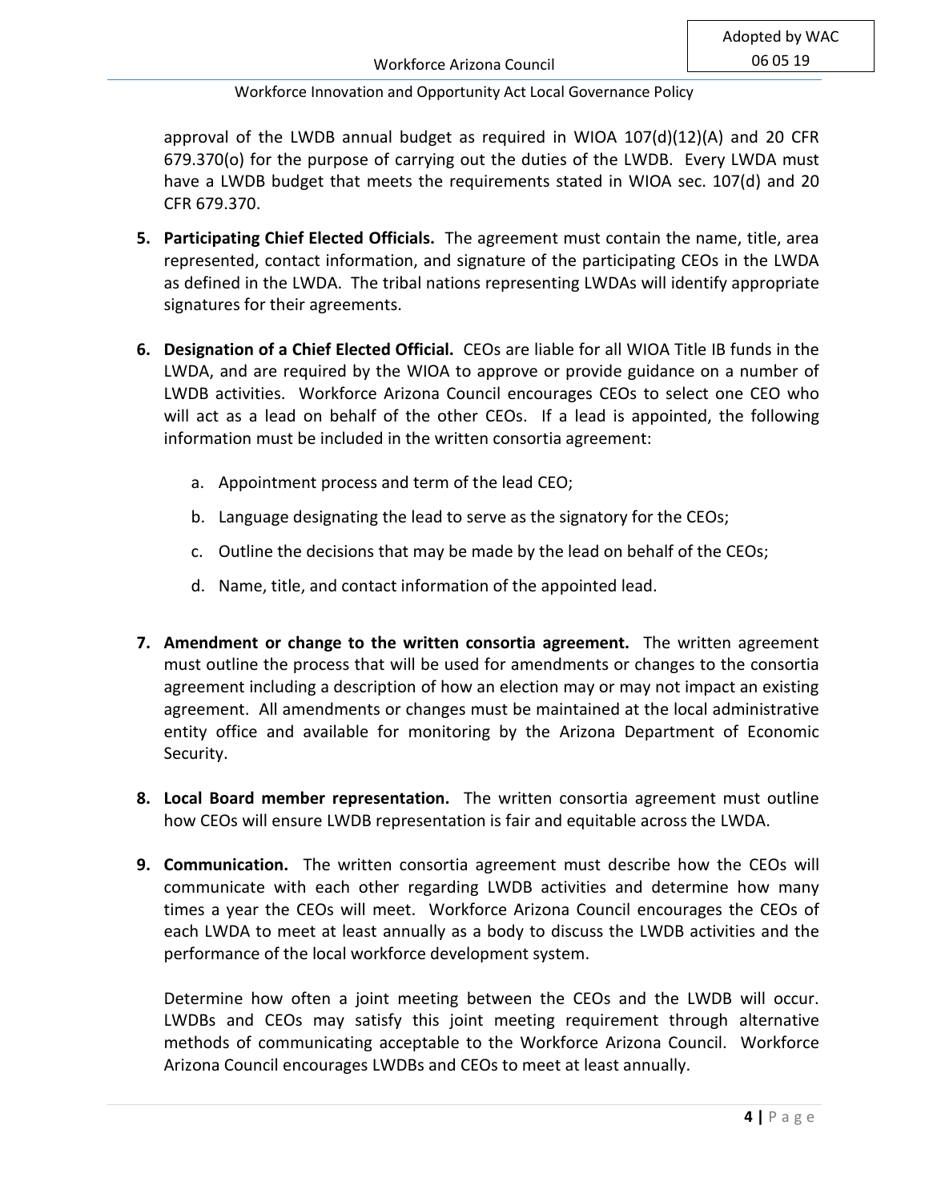approval of the LWDB annual budget as required in WIOA 107(d)(12)(A) and 20 CFR 679.370(o) for the purpose of carrying out the duties of the LWDB. Every LWDA must have a LWDB budget that meets the requirements stated in WIOA sec. 107(d) and 20 CFR 679.370.

5. **Participating Chief Elected Officials.** The agreement must contain the name, title, area represented, contact information, and signature of the participating CEOs in the LWDA as defined in the LWDA. The tribal nations representing LWDAs will identify appropriate signatures for their agreements.

6. **Designation of a Chief Elected Official.** CEOs are liable for all WIOA Title IB funds in the LWDA, and are required by the WIOA to approve or provide guidance on a number of LWDB activities. Workforce Arizona Council encourages CEOs to select one CEO who will act as a lead on behalf of the other CEOs. If a lead is appointed, the following information must be included in the written consortia agreement:

   a. Appointment process and term of the lead CEO;

   b. Language designating the lead to serve as the signatory for the CEOs;

   c. Outline the decisions that may be made by the lead on behalf of the CEOs;

   d. Name, title, and contact information of the appointed lead.

7. **Amendment or change to the written consortia agreement.** The written agreement must outline the process that will be used for amendments or changes to the consortia agreement including a description of how an election may or may not impact an existing agreement. All amendments or changes must be maintained at the local administrative entity office and available for monitoring by the Arizona Department of Economic Security.

8. **Local Board member representation.** The written consortia agreement must outline how CEOs will ensure LWDB representation is fair and equitable across the LWDA.

9. **Communication.** The written consortia agreement must describe how the CEOs will communicate with each other regarding LWDB activities and determine how many times a year the CEOs will meet. Workforce Arizona Council encourages the CEOs of each LWDA to meet at least annually as a body to discuss the LWDB activities and the performance of the local workforce development system.

   Determine how often a joint meeting between the CEOs and the LWDB will occur. LWDBs and CEOs may satisfy this joint meeting requirement through alternative methods of communicating acceptable to the Workforce Arizona Council. Workforce Arizona Council encourages LWDBs and CEOs to meet at least annually.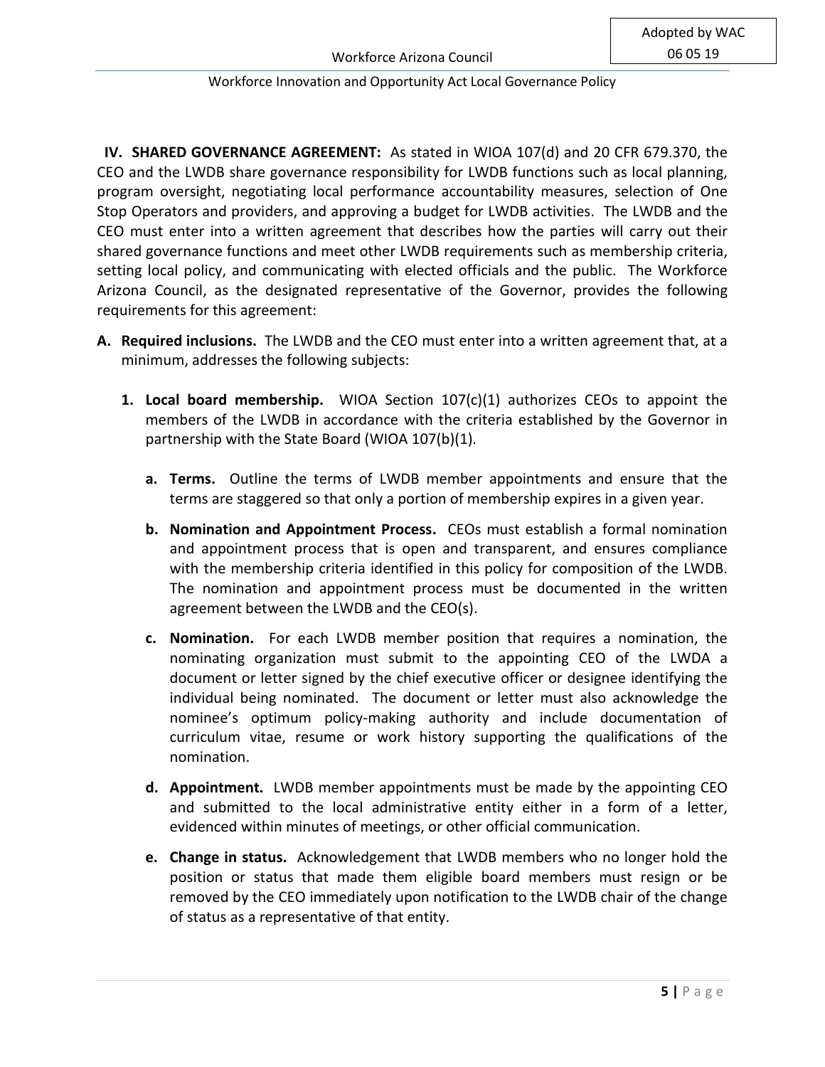**IV. SHARED GOVERNANCE AGREEMENT:** As stated in WIOA 107(d) and 20 CFR 679.370, the CEO and the LWDB share governance responsibility for LWDB functions such as local planning, program oversight, negotiating local performance accountability measures, selection of One Stop Operators and providers, and approving a budget for LWDB activities. The LWDB and the CEO must enter into a written agreement that describes how the parties will carry out their shared governance functions and meet other LWDB requirements such as membership criteria, setting local policy, and communicating with elected officials and the public. The Workforce Arizona Council, as the designated representative of the Governor, provides the following requirements for this agreement:

**A. Required inclusions.** The LWDB and the CEO must enter into a written agreement that, at a minimum, addresses the following subjects:

1. **Local board membership.** WIOA Section 107(c)(1) authorizes CEOs to appoint the members of the LWDB in accordance with the criteria established by the Governor in partnership with the State Board (WIOA 107(b)(1).

   a. **Terms.** Outline the terms of LWDB member appointments and ensure that the terms are staggered so that only a portion of membership expires in a given year.

   b. **Nomination and Appointment Process.** CEOs must establish a formal nomination and appointment process that is open and transparent, and ensures compliance with the membership criteria identified in this policy for composition of the LWDB. The nomination and appointment process must be documented in the written agreement between the LWDB and the CEO(s).

   c. **Nomination.** For each LWDB member position that requires a nomination, the nominating organization must submit to the appointing CEO of the LWDA a document or letter signed by the chief executive officer or designee identifying the individual being nominated. The document or letter must also acknowledge the nominee's optimum policy-making authority and include documentation of curriculum vitae, resume or work history supporting the qualifications of the nomination.

   d. **Appointment.** LWDB member appointments must be made by the appointing CEO and submitted to the local administrative entity either in a form of a letter, evidenced within minutes of meetings, or other official communication.

   e. **Change in status.** Acknowledgement that LWDB members who no longer hold the position or status that made them eligible board members must resign or be removed by the CEO immediately upon notification to the LWDB chair of the change of status as a representative of that entity.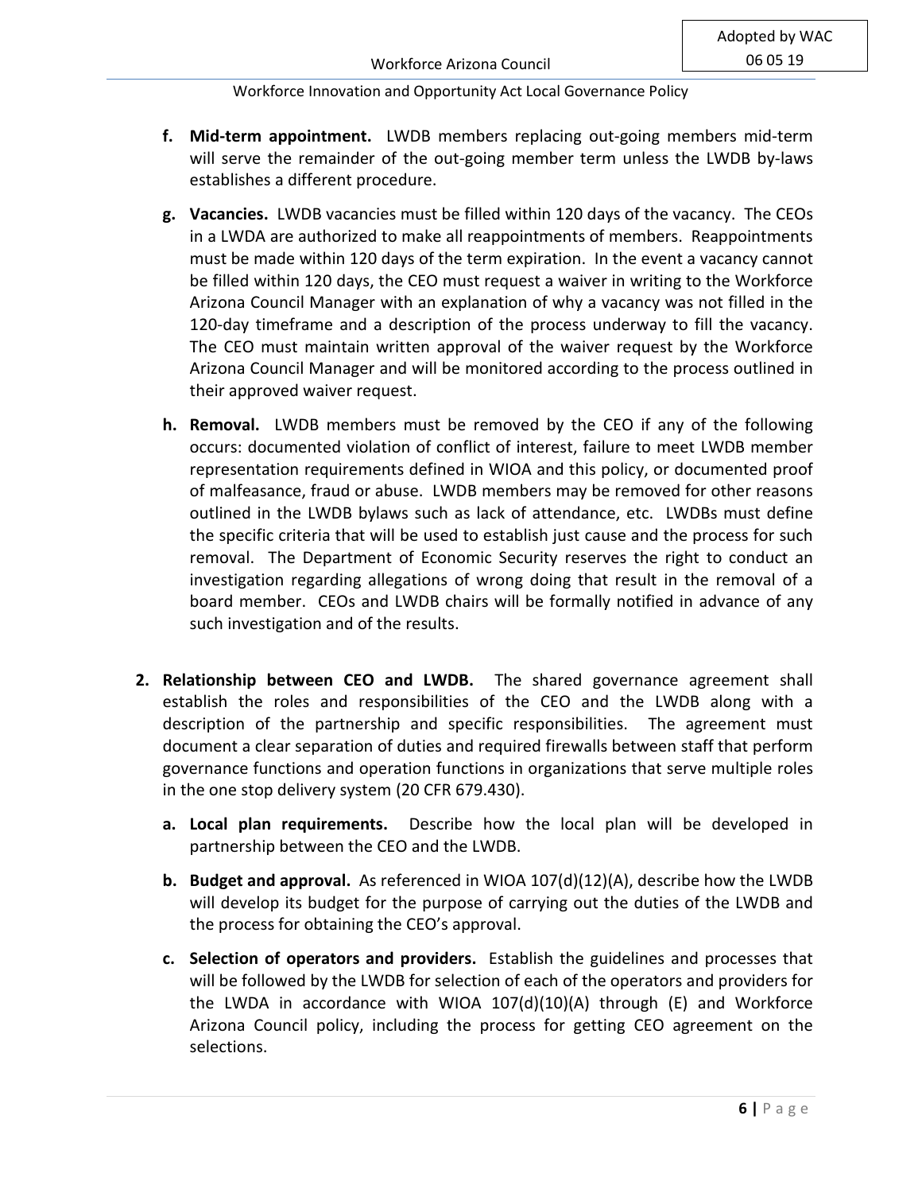- **f. Mid-term appointment.** LWDB members replacing out-going members mid-term will serve the remainder of the out-going member term unless the LWDB by-laws establishes a different procedure.
- **g. Vacancies.** LWDB vacancies must be filled within 120 days of the vacancy. The CEOs in a LWDA are authorized to make all reappointments of members. Reappointments must be made within 120 days of the term expiration. In the event a vacancy cannot be filled within 120 days, the CEO must request a waiver in writing to the Workforce Arizona Council Manager with an explanation of why a vacancy was not filled in the 120-day timeframe and a description of the process underway to fill the vacancy. The CEO must maintain written approval of the waiver request by the Workforce Arizona Council Manager and will be monitored according to the process outlined in their approved waiver request.
- **h. Removal.** LWDB members must be removed by the CEO if any of the following occurs: documented violation of conflict of interest, failure to meet LWDB member representation requirements defined in WIOA and this policy, or documented proof of malfeasance, fraud or abuse. LWDB members may be removed for other reasons outlined in the LWDB bylaws such as lack of attendance, etc. LWDBs must define the specific criteria that will be used to establish just cause and the process for such removal. The Department of Economic Security reserves the right to conduct an investigation regarding allegations of wrong doing that result in the removal of a board member. CEOs and LWDB chairs will be formally notified in advance of any such investigation and of the results.

2. **Relationship between CEO and LWDB.** The shared governance agreement shall establish the roles and responsibilities of the CEO and the LWDB along with a description of the partnership and specific responsibilities. The agreement must document a clear separation of duties and required firewalls between staff that perform governance functions and operation functions in organizations that serve multiple roles in the one stop delivery system (20 CFR 679.430).
   - **a. Local plan requirements.** Describe how the local plan will be developed in partnership between the CEO and the LWDB.
   - **b. Budget and approval.** As referenced in WIOA 107(d)(12)(A), describe how the LWDB will develop its budget for the purpose of carrying out the duties of the LWDB and the process for obtaining the CEO's approval.
   - **c. Selection of operators and providers.** Establish the guidelines and processes that will be followed by the LWDB for selection of each of the operators and providers for the LWDA in accordance with WIOA 107(d)(10)(A) through (E) and Workforce Arizona Council policy, including the process for getting CEO agreement on the selections.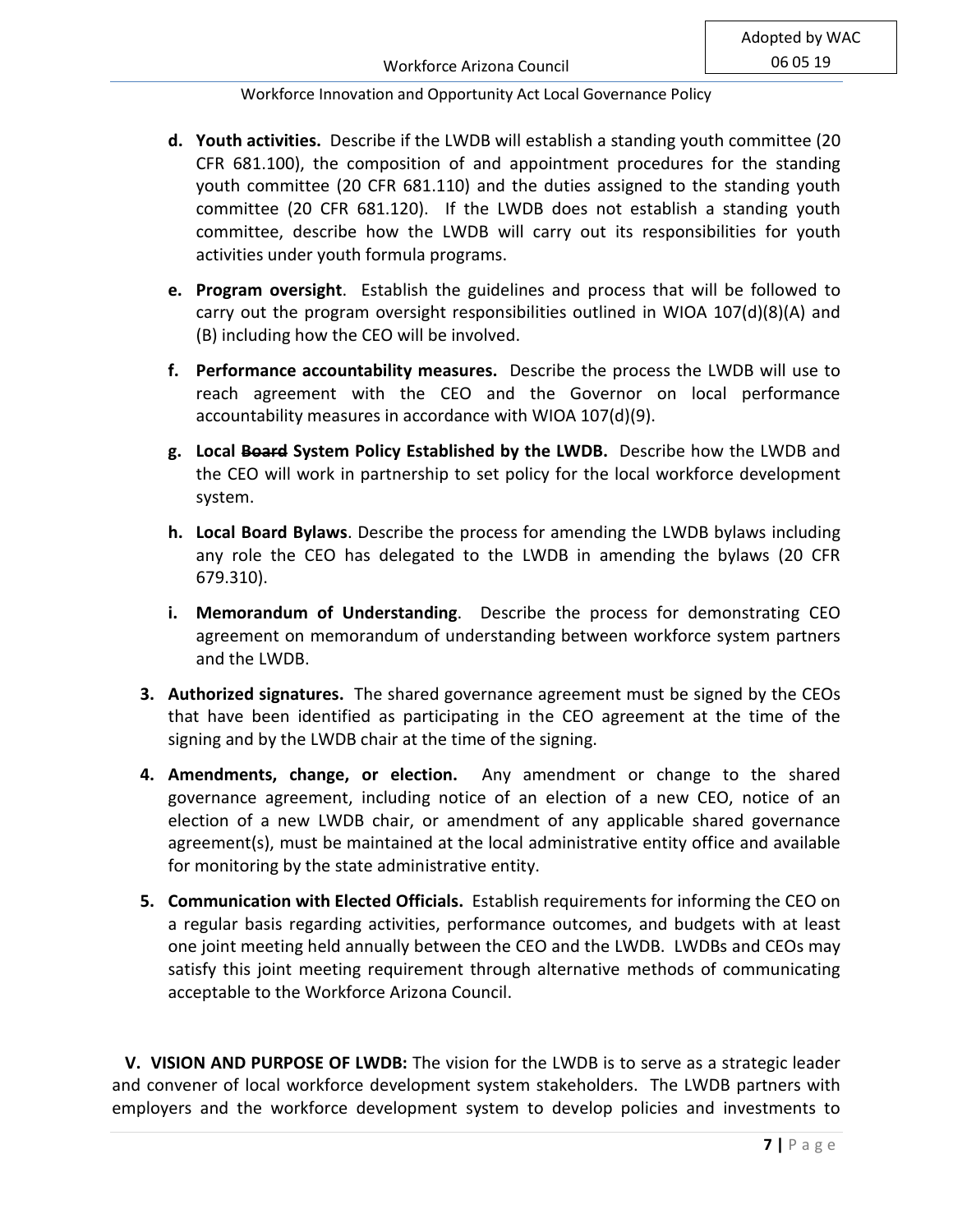- **d. Youth activities.** Describe if the LWDB will establish a standing youth committee (20 CFR 681.100), the composition of and appointment procedures for the standing youth committee (20 CFR 681.110) and the duties assigned to the standing youth committee (20 CFR 681.120). If the LWDB does not establish a standing youth committee, describe how the LWDB will carry out its responsibilities for youth activities under youth formula programs.
- **e. Program oversight**. Establish the guidelines and process that will be followed to carry out the program oversight responsibilities outlined in WIOA 107(d)(8)(A) and (B) including how the CEO will be involved.
- **f. Performance accountability measures.** Describe the process the LWDB will use to reach agreement with the CEO and the Governor on local performance accountability measures in accordance with WIOA 107(d)(9).
- **g. Local ~~Board~~ System Policy Established by the LWDB.** Describe how the LWDB and the CEO will work in partnership to set policy for the local workforce development system.
- **h. Local Board Bylaws**. Describe the process for amending the LWDB bylaws including any role the CEO has delegated to the LWDB in amending the bylaws (20 CFR 679.310).
- **i. Memorandum of Understanding**. Describe the process for demonstrating CEO agreement on memorandum of understanding between workforce system partners and the LWDB.

3. **Authorized signatures.** The shared governance agreement must be signed by the CEOs that have been identified as participating in the CEO agreement at the time of the signing and by the LWDB chair at the time of the signing.
4. **Amendments, change, or election.** Any amendment or change to the shared governance agreement, including notice of an election of a new CEO, notice of an election of a new LWDB chair, or amendment of any applicable shared governance agreement(s), must be maintained at the local administrative entity office and available for monitoring by the state administrative entity.
5. **Communication with Elected Officials.** Establish requirements for informing the CEO on a regular basis regarding activities, performance outcomes, and budgets with at least one joint meeting held annually between the CEO and the LWDB. LWDBs and CEOs may satisfy this joint meeting requirement through alternative methods of communicating acceptable to the Workforce Arizona Council.

**V. VISION AND PURPOSE OF LWDB:** The vision for the LWDB is to serve as a strategic leader and convener of local workforce development system stakeholders. The LWDB partners with employers and the workforce development system to develop policies and investments to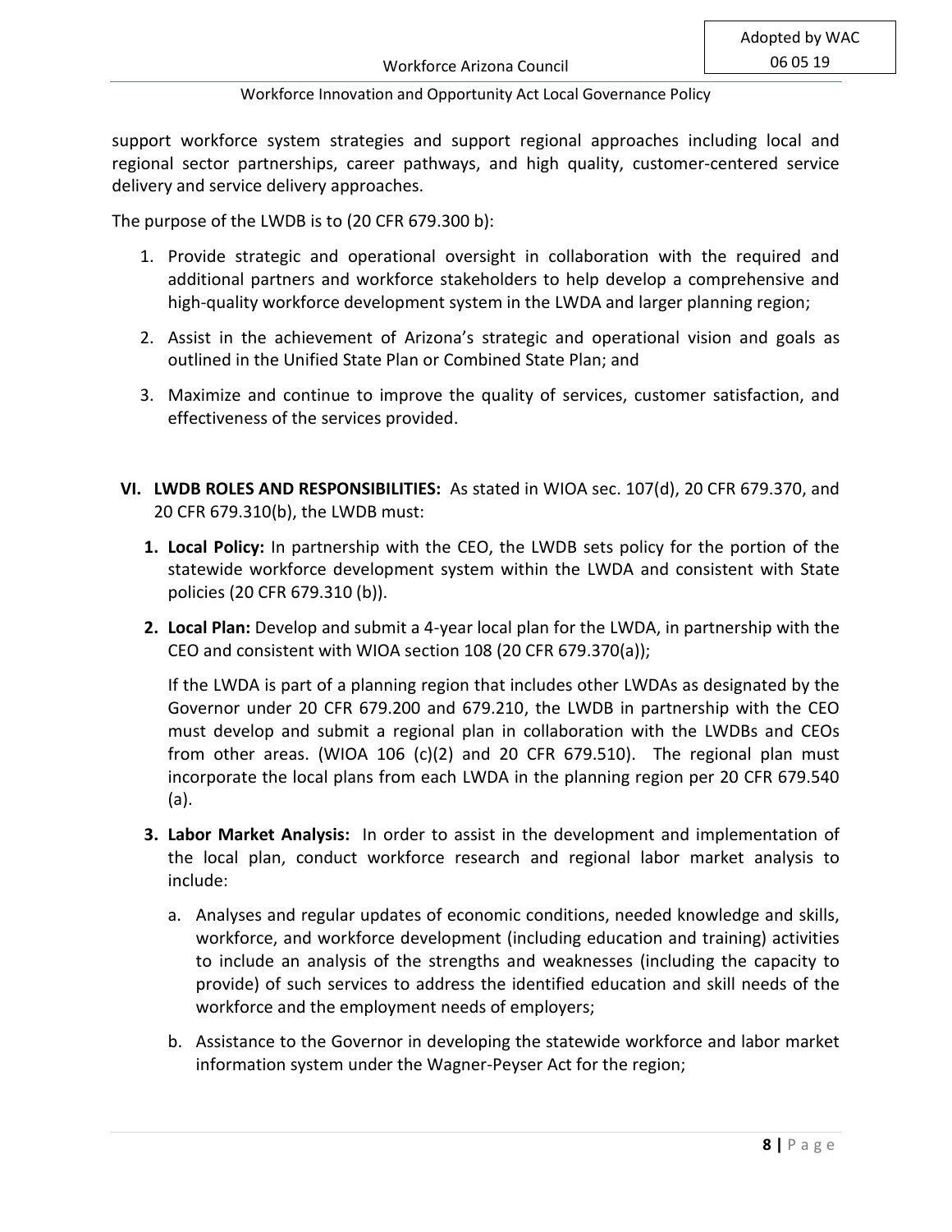support workforce system strategies and support regional approaches including local and regional sector partnerships, career pathways, and high quality, customer-centered service delivery and service delivery approaches.

The purpose of the LWDB is to (20 CFR 679.300 b):

1. Provide strategic and operational oversight in collaboration with the required and additional partners and workforce stakeholders to help develop a comprehensive and high-quality workforce development system in the LWDA and larger planning region;
2. Assist in the achievement of Arizona's strategic and operational vision and goals as outlined in the Unified State Plan or Combined State Plan; and
3. Maximize and continue to improve the quality of services, customer satisfaction, and effectiveness of the services provided.

## VI. LWDB ROLES AND RESPONSIBILITIES:

As stated in WIOA sec. 107(d), 20 CFR 679.370, and 20 CFR 679.310(b), the LWDB must:

1. **Local Policy:** In partnership with the CEO, the LWDB sets policy for the portion of the statewide workforce development system within the LWDA and consistent with State policies (20 CFR 679.310 (b)).
2. **Local Plan:** Develop and submit a 4-year local plan for the LWDA, in partnership with the CEO and consistent with WIOA section 108 (20 CFR 679.370(a));

   If the LWDA is part of a planning region that includes other LWDAs as designated by the Governor under 20 CFR 679.200 and 679.210, the LWDB in partnership with the CEO must develop and submit a regional plan in collaboration with the LWDBs and CEOs from other areas. (WIOA 106 (c)(2) and 20 CFR 679.510). The regional plan must incorporate the local plans from each LWDA in the planning region per 20 CFR 679.540 (a).
3. **Labor Market Analysis:** In order to assist in the development and implementation of the local plan, conduct workforce research and regional labor market analysis to include:
   a. Analyses and regular updates of economic conditions, needed knowledge and skills, workforce, and workforce development (including education and training) activities to include an analysis of the strengths and weaknesses (including the capacity to provide) of such services to address the identified education and skill needs of the workforce and the employment needs of employers;
   b. Assistance to the Governor in developing the statewide workforce and labor market information system under the Wagner-Peyser Act for the region;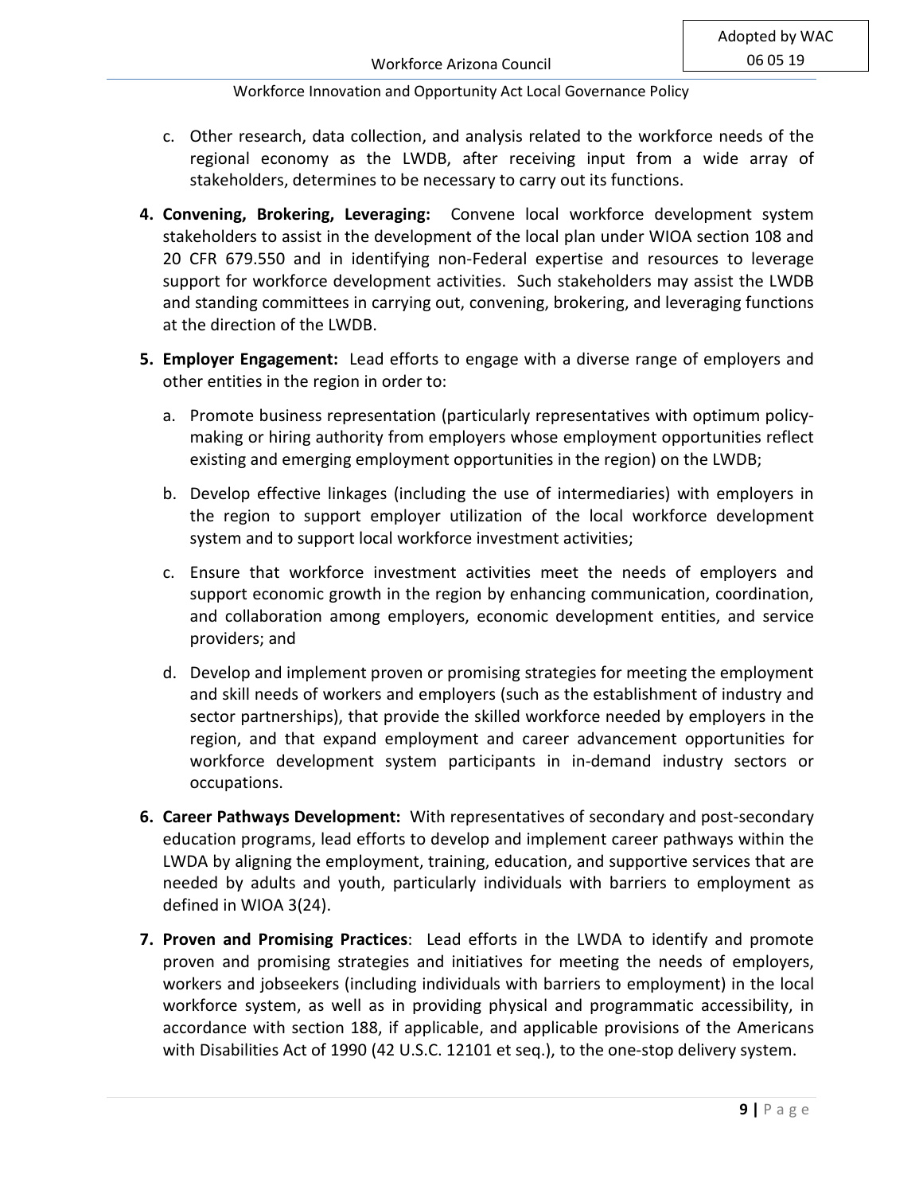c. Other research, data collection, and analysis related to the workforce needs of the regional economy as the LWDB, after receiving input from a wide array of stakeholders, determines to be necessary to carry out its functions.

4. **Convening, Brokering, Leveraging:** Convene local workforce development system stakeholders to assist in the development of the local plan under WIOA section 108 and 20 CFR 679.550 and in identifying non-Federal expertise and resources to leverage support for workforce development activities. Such stakeholders may assist the LWDB and standing committees in carrying out, convening, brokering, and leveraging functions at the direction of the LWDB.

5. **Employer Engagement:** Lead efforts to engage with a diverse range of employers and other entities in the region in order to:

   a. Promote business representation (particularly representatives with optimum policy-making or hiring authority from employers whose employment opportunities reflect existing and emerging employment opportunities in the region) on the LWDB;

   b. Develop effective linkages (including the use of intermediaries) with employers in the region to support employer utilization of the local workforce development system and to support local workforce investment activities;

   c. Ensure that workforce investment activities meet the needs of employers and support economic growth in the region by enhancing communication, coordination, and collaboration among employers, economic development entities, and service providers; and

   d. Develop and implement proven or promising strategies for meeting the employment and skill needs of workers and employers (such as the establishment of industry and sector partnerships), that provide the skilled workforce needed by employers in the region, and that expand employment and career advancement opportunities for workforce development system participants in in-demand industry sectors or occupations.

6. **Career Pathways Development:** With representatives of secondary and post-secondary education programs, lead efforts to develop and implement career pathways within the LWDA by aligning the employment, training, education, and supportive services that are needed by adults and youth, particularly individuals with barriers to employment as defined in WIOA 3(24).

7. **Proven and Promising Practices**: Lead efforts in the LWDA to identify and promote proven and promising strategies and initiatives for meeting the needs of employers, workers and jobseekers (including individuals with barriers to employment) in the local workforce system, as well as in providing physical and programmatic accessibility, in accordance with section 188, if applicable, and applicable provisions of the Americans with Disabilities Act of 1990 (42 U.S.C. 12101 et seq.), to the one-stop delivery system.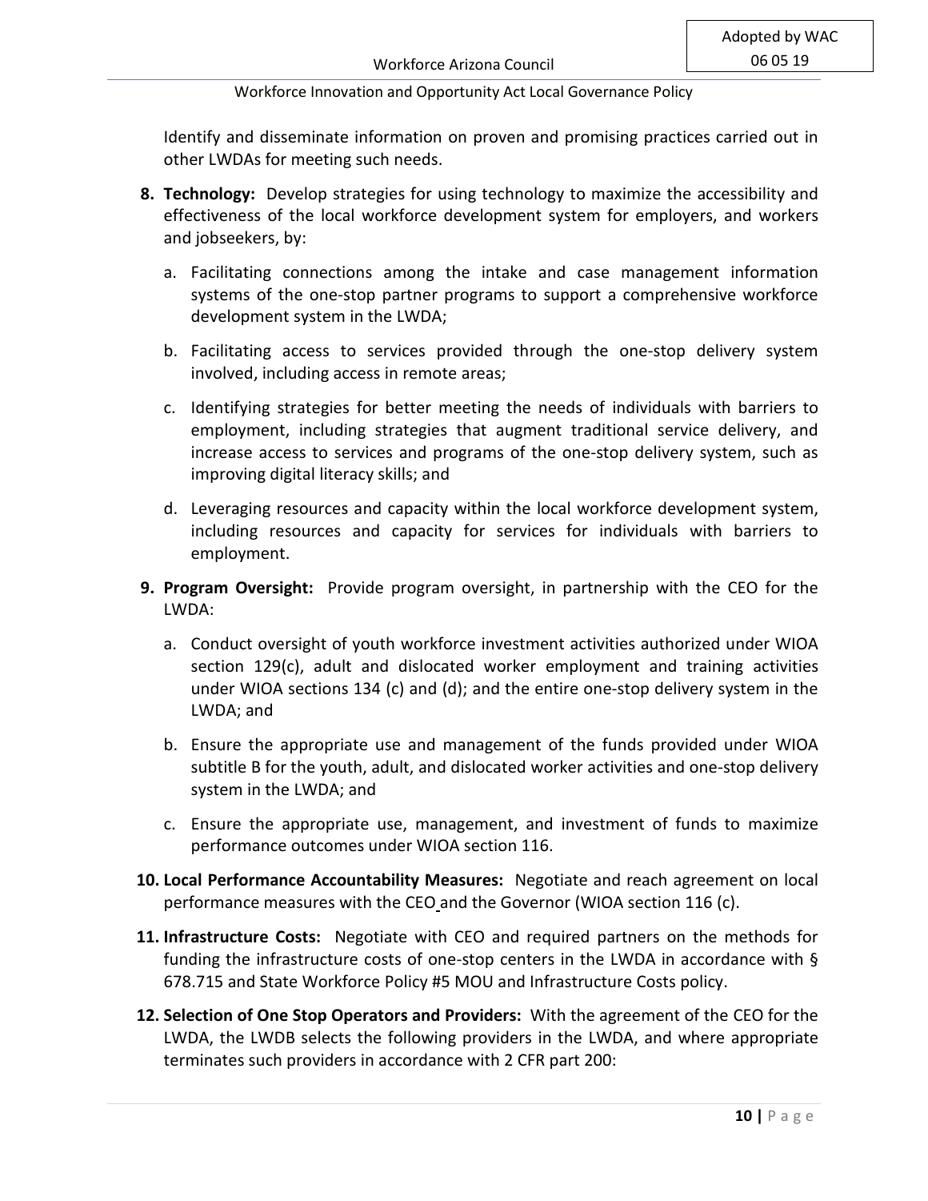Identify and disseminate information on proven and promising practices carried out in other LWDAs for meeting such needs.

8. **Technology:** Develop strategies for using technology to maximize the accessibility and effectiveness of the local workforce development system for employers, and workers and jobseekers, by:

   a. Facilitating connections among the intake and case management information systems of the one-stop partner programs to support a comprehensive workforce development system in the LWDA;

   b. Facilitating access to services provided through the one-stop delivery system involved, including access in remote areas;

   c. Identifying strategies for better meeting the needs of individuals with barriers to employment, including strategies that augment traditional service delivery, and increase access to services and programs of the one-stop delivery system, such as improving digital literacy skills; and

   d. Leveraging resources and capacity within the local workforce development system, including resources and capacity for services for individuals with barriers to employment.

9. **Program Oversight:** Provide program oversight, in partnership with the CEO for the LWDA:

   a. Conduct oversight of youth workforce investment activities authorized under WIOA section 129(c), adult and dislocated worker employment and training activities under WIOA sections 134 (c) and (d); and the entire one-stop delivery system in the LWDA; and

   b. Ensure the appropriate use and management of the funds provided under WIOA subtitle B for the youth, adult, and dislocated worker activities and one-stop delivery system in the LWDA; and

   c. Ensure the appropriate use, management, and investment of funds to maximize performance outcomes under WIOA section 116.

10. **Local Performance Accountability Measures:** Negotiate and reach agreement on local performance measures with the CEO and the Governor (WIOA section 116 (c).

11. **Infrastructure Costs:** Negotiate with CEO and required partners on the methods for funding the infrastructure costs of one-stop centers in the LWDA in accordance with § 678.715 and State Workforce Policy #5 MOU and Infrastructure Costs policy.

12. **Selection of One Stop Operators and Providers:** With the agreement of the CEO for the LWDA, the LWDB selects the following providers in the LWDA, and where appropriate terminates such providers in accordance with 2 CFR part 200: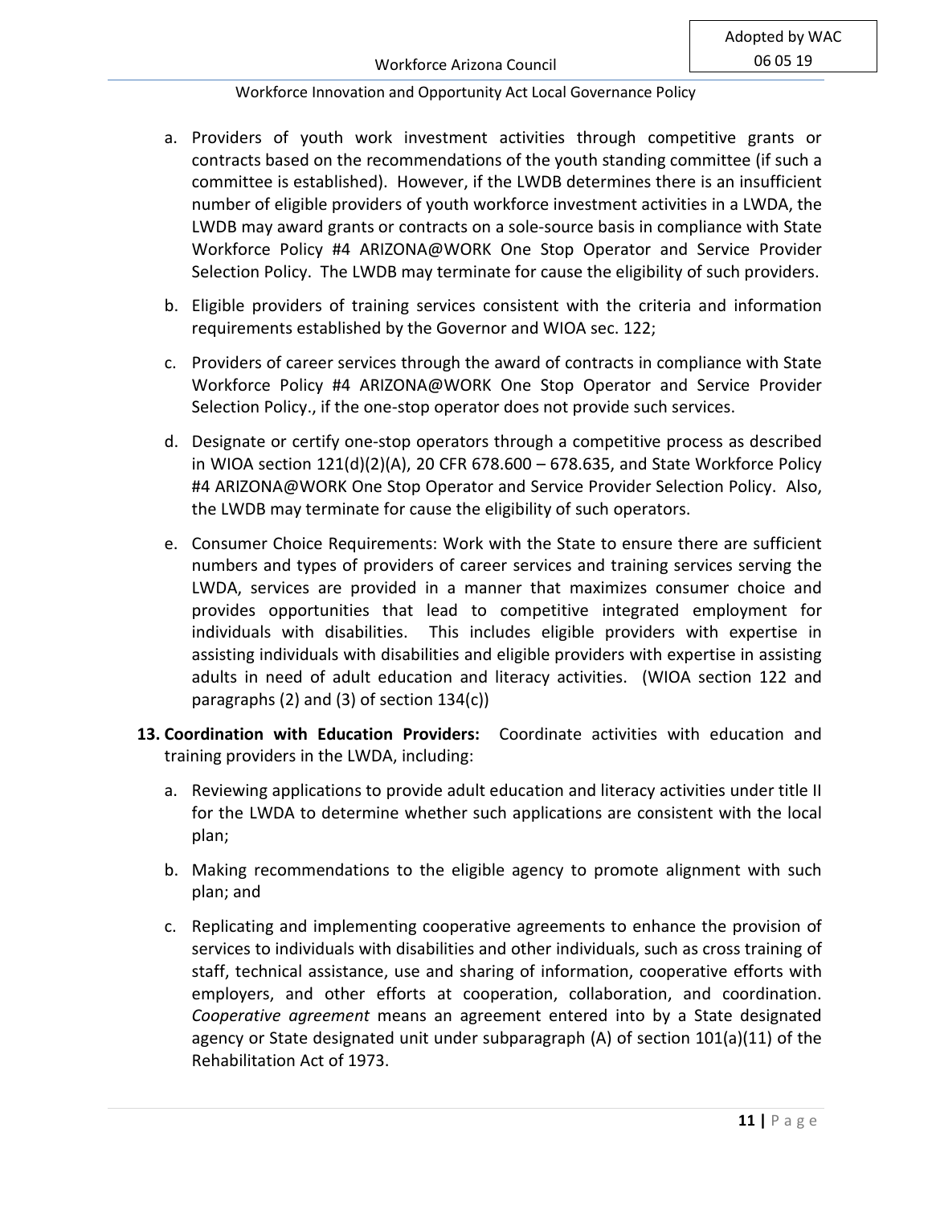a. Providers of youth work investment activities through competitive grants or contracts based on the recommendations of the youth standing committee (if such a committee is established). However, if the LWDB determines there is an insufficient number of eligible providers of youth workforce investment activities in a LWDA, the LWDB may award grants or contracts on a sole-source basis in compliance with State Workforce Policy #4 ARIZONA@WORK One Stop Operator and Service Provider Selection Policy. The LWDB may terminate for cause the eligibility of such providers.

b. Eligible providers of training services consistent with the criteria and information requirements established by the Governor and WIOA sec. 122;

c. Providers of career services through the award of contracts in compliance with State Workforce Policy #4 ARIZONA@WORK One Stop Operator and Service Provider Selection Policy., if the one-stop operator does not provide such services.

d. Designate or certify one-stop operators through a competitive process as described in WIOA section 121(d)(2)(A), 20 CFR 678.600 – 678.635, and State Workforce Policy #4 ARIZONA@WORK One Stop Operator and Service Provider Selection Policy. Also, the LWDB may terminate for cause the eligibility of such operators.

e. Consumer Choice Requirements: Work with the State to ensure there are sufficient numbers and types of providers of career services and training services serving the LWDA, services are provided in a manner that maximizes consumer choice and provides opportunities that lead to competitive integrated employment for individuals with disabilities. This includes eligible providers with expertise in assisting individuals with disabilities and eligible providers with expertise in assisting adults in need of adult education and literacy activities. (WIOA section 122 and paragraphs (2) and (3) of section 134(c))

13. **Coordination with Education Providers:** Coordinate activities with education and training providers in the LWDA, including:

   a. Reviewing applications to provide adult education and literacy activities under title II for the LWDA to determine whether such applications are consistent with the local plan;

   b. Making recommendations to the eligible agency to promote alignment with such plan; and

   c. Replicating and implementing cooperative agreements to enhance the provision of services to individuals with disabilities and other individuals, such as cross training of staff, technical assistance, use and sharing of information, cooperative efforts with employers, and other efforts at cooperation, collaboration, and coordination. *Cooperative agreement* means an agreement entered into by a State designated agency or State designated unit under subparagraph (A) of section 101(a)(11) of the Rehabilitation Act of 1973.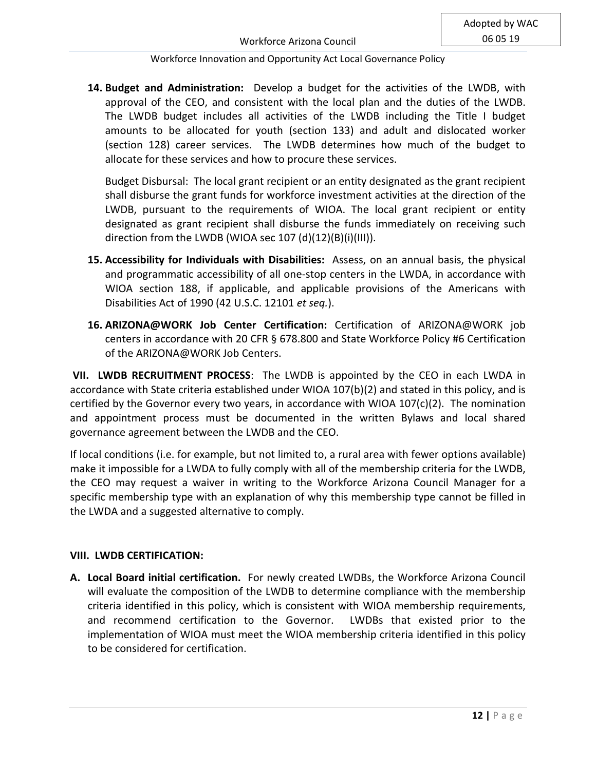14. **Budget and Administration:** Develop a budget for the activities of the LWDB, with approval of the CEO, and consistent with the local plan and the duties of the LWDB. The LWDB budget includes all activities of the LWDB including the Title I budget amounts to be allocated for youth (section 133) and adult and dislocated worker (section 128) career services. The LWDB determines how much of the budget to allocate for these services and how to procure these services.

    Budget Disbursal: The local grant recipient or an entity designated as the grant recipient shall disburse the grant funds for workforce investment activities at the direction of the LWDB, pursuant to the requirements of WIOA. The local grant recipient or entity designated as grant recipient shall disburse the funds immediately on receiving such direction from the LWDB (WIOA sec 107 (d)(12)(B)(i)(III)).

15. **Accessibility for Individuals with Disabilities:** Assess, on an annual basis, the physical and programmatic accessibility of all one-stop centers in the LWDA, in accordance with WIOA section 188, if applicable, and applicable provisions of the Americans with Disabilities Act of 1990 (42 U.S.C. 12101 *et seq.*).

16. **ARIZONA@WORK Job Center Certification:** Certification of ARIZONA@WORK job centers in accordance with 20 CFR § 678.800 and State Workforce Policy #6 Certification of the ARIZONA@WORK Job Centers.

**VII. LWDB RECRUITMENT PROCESS**: The LWDB is appointed by the CEO in each LWDA in accordance with State criteria established under WIOA 107(b)(2) and stated in this policy, and is certified by the Governor every two years, in accordance with WIOA 107(c)(2). The nomination and appointment process must be documented in the written Bylaws and local shared governance agreement between the LWDB and the CEO.

If local conditions (i.e. for example, but not limited to, a rural area with fewer options available) make it impossible for a LWDA to fully comply with all of the membership criteria for the LWDB, the CEO may request a waiver in writing to the Workforce Arizona Council Manager for a specific membership type with an explanation of why this membership type cannot be filled in the LWDA and a suggested alternative to comply.

## VIII. LWDB CERTIFICATION:

**A. Local Board initial certification.** For newly created LWDBs, the Workforce Arizona Council will evaluate the composition of the LWDB to determine compliance with the membership criteria identified in this policy, which is consistent with WIOA membership requirements, and recommend certification to the Governor. LWDBs that existed prior to the implementation of WIOA must meet the WIOA membership criteria identified in this policy to be considered for certification.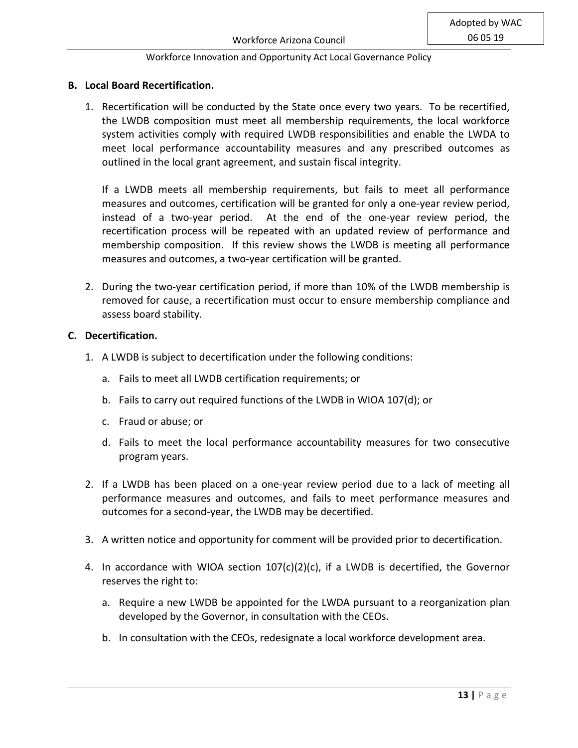**B. Local Board Recertification.**

1. Recertification will be conducted by the State once every two years. To be recertified, the LWDB composition must meet all membership requirements, the local workforce system activities comply with required LWDB responsibilities and enable the LWDA to meet local performance accountability measures and any prescribed outcomes as outlined in the local grant agreement, and sustain fiscal integrity.

   If a LWDB meets all membership requirements, but fails to meet all performance measures and outcomes, certification will be granted for only a one-year review period, instead of a two-year period. At the end of the one-year review period, the recertification process will be repeated with an updated review of performance and membership composition. If this review shows the LWDB is meeting all performance measures and outcomes, a two-year certification will be granted.

2. During the two-year certification period, if more than 10% of the LWDB membership is removed for cause, a recertification must occur to ensure membership compliance and assess board stability.

**C. Decertification.**

1. A LWDB is subject to decertification under the following conditions:
   a. Fails to meet all LWDB certification requirements; or
   b. Fails to carry out required functions of the LWDB in WIOA 107(d); or
   c. Fraud or abuse; or
   d. Fails to meet the local performance accountability measures for two consecutive program years.

2. If a LWDB has been placed on a one-year review period due to a lack of meeting all performance measures and outcomes, and fails to meet performance measures and outcomes for a second-year, the LWDB may be decertified.

3. A written notice and opportunity for comment will be provided prior to decertification.

4. In accordance with WIOA section 107(c)(2)(c), if a LWDB is decertified, the Governor reserves the right to:
   a. Require a new LWDB be appointed for the LWDA pursuant to a reorganization plan developed by the Governor, in consultation with the CEOs.
   b. In consultation with the CEOs, redesignate a local workforce development area.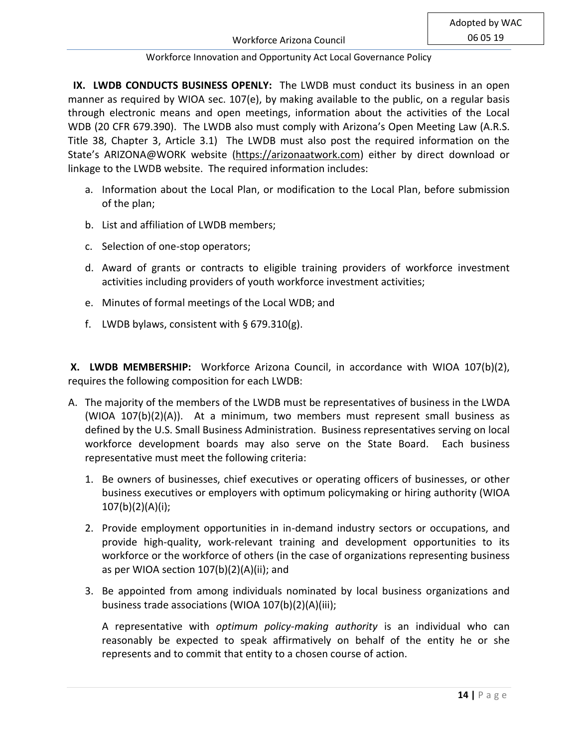**IX. LWDB CONDUCTS BUSINESS OPENLY:** The LWDB must conduct its business in an open manner as required by WIOA sec. 107(e), by making available to the public, on a regular basis through electronic means and open meetings, information about the activities of the Local WDB (20 CFR 679.390). The LWDB also must comply with Arizona's Open Meeting Law (A.R.S. Title 38, Chapter 3, Article 3.1) The LWDB must also post the required information on the State's ARIZONA@WORK website (https://arizonaatwork.com) either by direct download or linkage to the LWDB website. The required information includes:

a. Information about the Local Plan, or modification to the Local Plan, before submission of the plan;

b. List and affiliation of LWDB members;

c. Selection of one-stop operators;

d. Award of grants or contracts to eligible training providers of workforce investment activities including providers of youth workforce investment activities;

e. Minutes of formal meetings of the Local WDB; and

f. LWDB bylaws, consistent with § 679.310(g).

**X. LWDB MEMBERSHIP:** Workforce Arizona Council, in accordance with WIOA 107(b)(2), requires the following composition for each LWDB:

A. The majority of the members of the LWDB must be representatives of business in the LWDA (WIOA 107(b)(2)(A)). At a minimum, two members must represent small business as defined by the U.S. Small Business Administration. Business representatives serving on local workforce development boards may also serve on the State Board. Each business representative must meet the following criteria:

   1. Be owners of businesses, chief executives or operating officers of businesses, or other business executives or employers with optimum policymaking or hiring authority (WIOA 107(b)(2)(A)(i);

   2. Provide employment opportunities in in-demand industry sectors or occupations, and provide high-quality, work-relevant training and development opportunities to its workforce or the workforce of others (in the case of organizations representing business as per WIOA section 107(b)(2)(A)(ii); and

   3. Be appointed from among individuals nominated by local business organizations and business trade associations (WIOA 107(b)(2)(A)(iii);

   A representative with *optimum policy-making authority* is an individual who can reasonably be expected to speak affirmatively on behalf of the entity he or she represents and to commit that entity to a chosen course of action.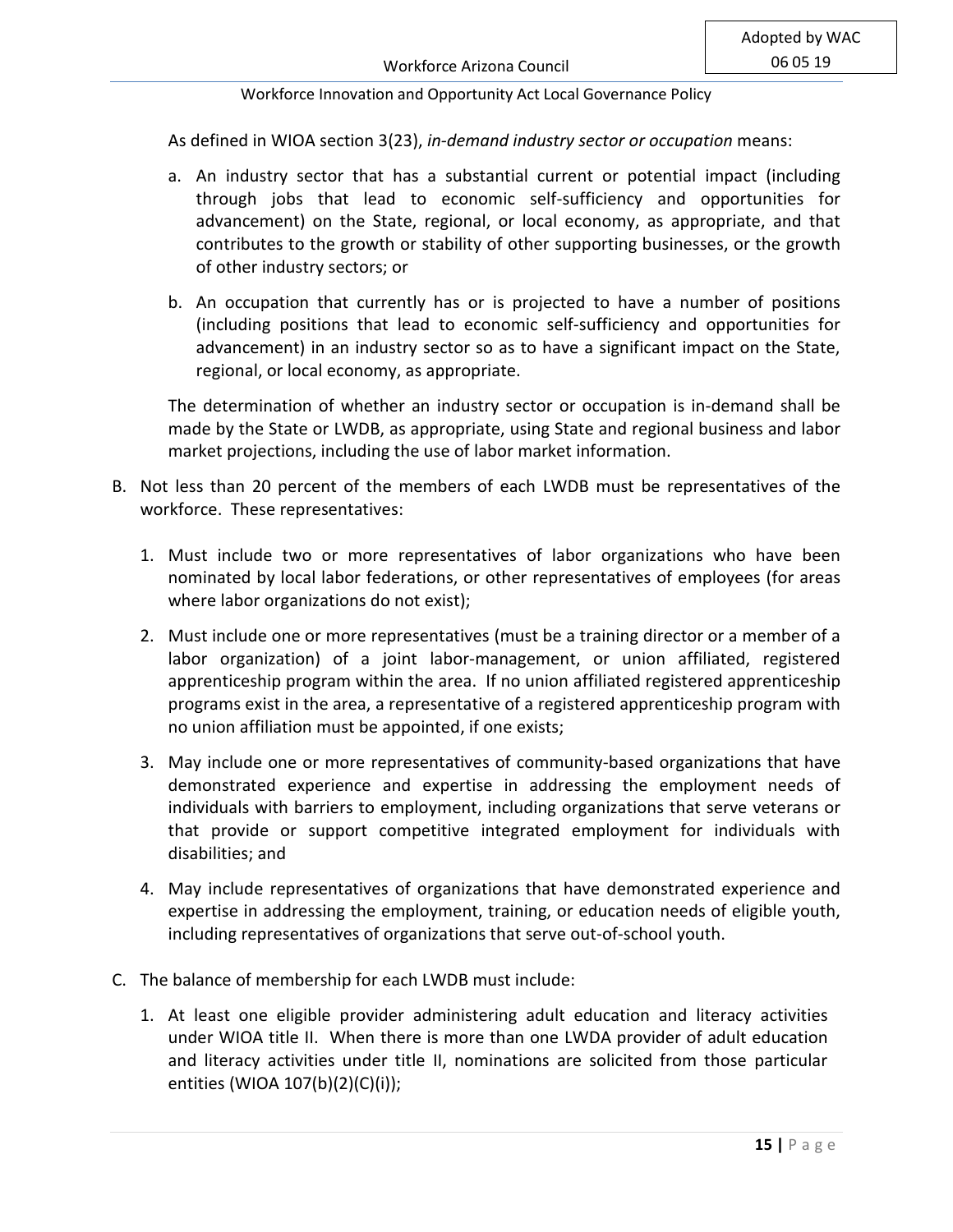As defined in WIOA section 3(23), *in-demand industry sector or occupation* means:

a. An industry sector that has a substantial current or potential impact (including through jobs that lead to economic self-sufficiency and opportunities for advancement) on the State, regional, or local economy, as appropriate, and that contributes to the growth or stability of other supporting businesses, or the growth of other industry sectors; or

b. An occupation that currently has or is projected to have a number of positions (including positions that lead to economic self-sufficiency and opportunities for advancement) in an industry sector so as to have a significant impact on the State, regional, or local economy, as appropriate.

The determination of whether an industry sector or occupation is in-demand shall be made by the State or LWDB, as appropriate, using State and regional business and labor market projections, including the use of labor market information.

B. Not less than 20 percent of the members of each LWDB must be representatives of the workforce. These representatives:

   1. Must include two or more representatives of labor organizations who have been nominated by local labor federations, or other representatives of employees (for areas where labor organizations do not exist);

   2. Must include one or more representatives (must be a training director or a member of a labor organization) of a joint labor-management, or union affiliated, registered apprenticeship program within the area. If no union affiliated registered apprenticeship programs exist in the area, a representative of a registered apprenticeship program with no union affiliation must be appointed, if one exists;

   3. May include one or more representatives of community-based organizations that have demonstrated experience and expertise in addressing the employment needs of individuals with barriers to employment, including organizations that serve veterans or that provide or support competitive integrated employment for individuals with disabilities; and

   4. May include representatives of organizations that have demonstrated experience and expertise in addressing the employment, training, or education needs of eligible youth, including representatives of organizations that serve out-of-school youth.

C. The balance of membership for each LWDB must include:

   1. At least one eligible provider administering adult education and literacy activities under WIOA title II. When there is more than one LWDA provider of adult education and literacy activities under title II, nominations are solicited from those particular entities (WIOA 107(b)(2)(C)(i));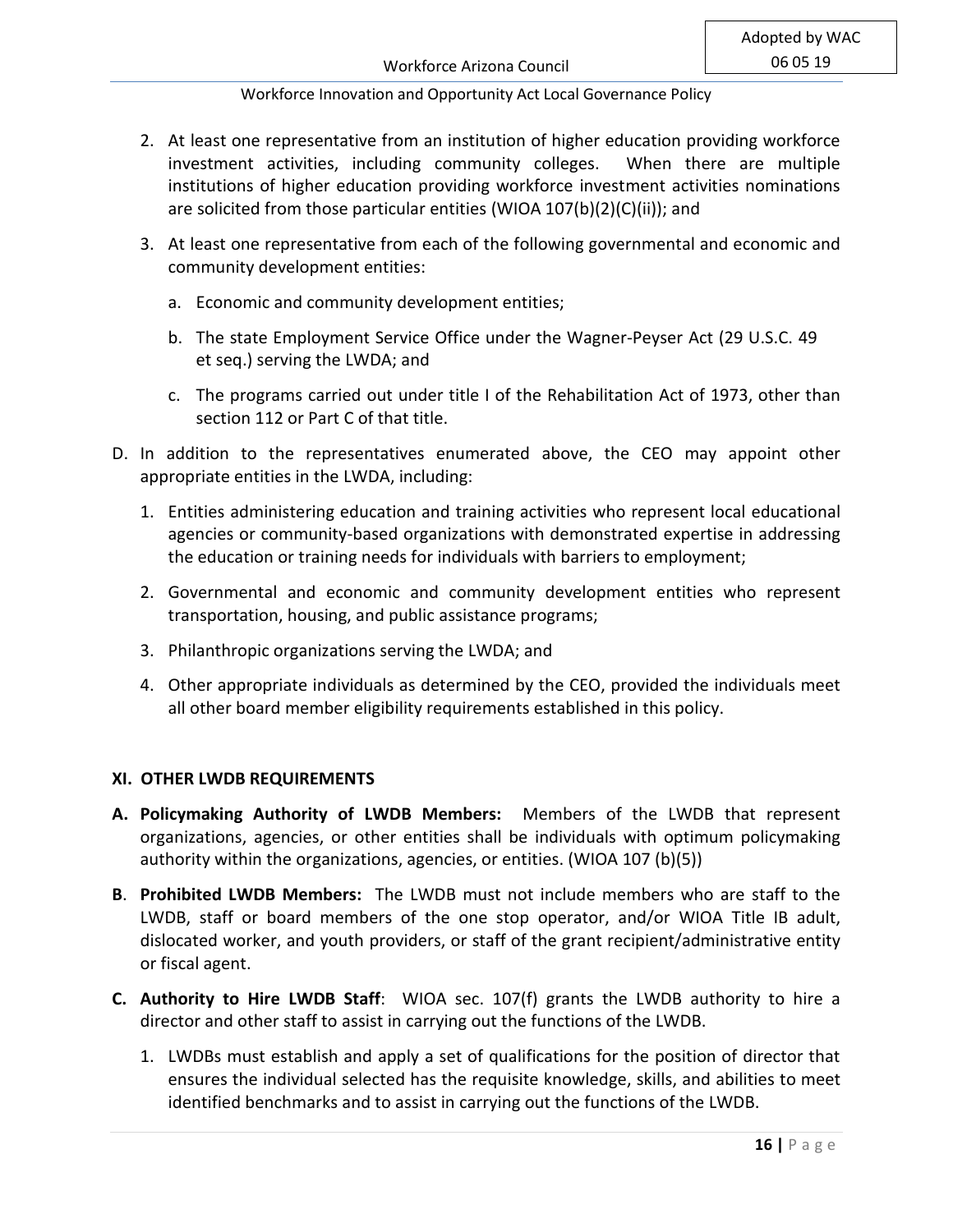2. At least one representative from an institution of higher education providing workforce investment activities, including community colleges. When there are multiple institutions of higher education providing workforce investment activities nominations are solicited from those particular entities (WIOA 107(b)(2)(C)(ii)); and

3. At least one representative from each of the following governmental and economic and community development entities:

   a. Economic and community development entities;

   b. The state Employment Service Office under the Wagner-Peyser Act (29 U.S.C. 49 et seq.) serving the LWDA; and

   c. The programs carried out under title I of the Rehabilitation Act of 1973, other than section 112 or Part C of that title.

D. In addition to the representatives enumerated above, the CEO may appoint other appropriate entities in the LWDA, including:

1. Entities administering education and training activities who represent local educational agencies or community-based organizations with demonstrated expertise in addressing the education or training needs for individuals with barriers to employment;

2. Governmental and economic and community development entities who represent transportation, housing, and public assistance programs;

3. Philanthropic organizations serving the LWDA; and

4. Other appropriate individuals as determined by the CEO, provided the individuals meet all other board member eligibility requirements established in this policy.

## XI. OTHER LWDB REQUIREMENTS

**A. Policymaking Authority of LWDB Members:** Members of the LWDB that represent organizations, agencies, or other entities shall be individuals with optimum policymaking authority within the organizations, agencies, or entities. (WIOA 107 (b)(5))

**B**. **Prohibited LWDB Members:** The LWDB must not include members who are staff to the LWDB, staff or board members of the one stop operator, and/or WIOA Title IB adult, dislocated worker, and youth providers, or staff of the grant recipient/administrative entity or fiscal agent.

**C. Authority to Hire LWDB Staff**: WIOA sec. 107(f) grants the LWDB authority to hire a director and other staff to assist in carrying out the functions of the LWDB.

1. LWDBs must establish and apply a set of qualifications for the position of director that ensures the individual selected has the requisite knowledge, skills, and abilities to meet identified benchmarks and to assist in carrying out the functions of the LWDB.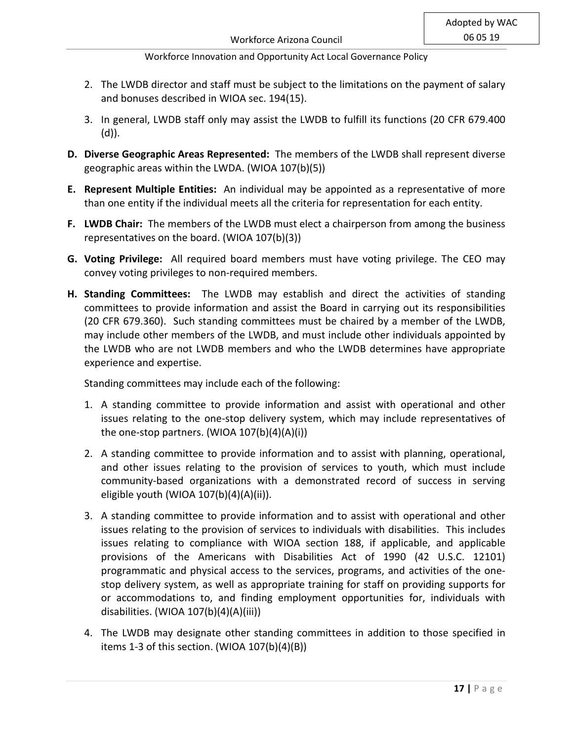2. The LWDB director and staff must be subject to the limitations on the payment of salary and bonuses described in WIOA sec. 194(15).
3. In general, LWDB staff only may assist the LWDB to fulfill its functions (20 CFR 679.400 (d)).

**D. Diverse Geographic Areas Represented:** The members of the LWDB shall represent diverse geographic areas within the LWDA. (WIOA 107(b)(5))

**E. Represent Multiple Entities:** An individual may be appointed as a representative of more than one entity if the individual meets all the criteria for representation for each entity.

**F. LWDB Chair:** The members of the LWDB must elect a chairperson from among the business representatives on the board. (WIOA 107(b)(3))

**G. Voting Privilege:** All required board members must have voting privilege. The CEO may convey voting privileges to non-required members.

**H. Standing Committees:** The LWDB may establish and direct the activities of standing committees to provide information and assist the Board in carrying out its responsibilities (20 CFR 679.360). Such standing committees must be chaired by a member of the LWDB, may include other members of the LWDB, and must include other individuals appointed by the LWDB who are not LWDB members and who the LWDB determines have appropriate experience and expertise.

Standing committees may include each of the following:

1. A standing committee to provide information and assist with operational and other issues relating to the one-stop delivery system, which may include representatives of the one-stop partners. (WIOA 107(b)(4)(A)(i))
2. A standing committee to provide information and to assist with planning, operational, and other issues relating to the provision of services to youth, which must include community-based organizations with a demonstrated record of success in serving eligible youth (WIOA 107(b)(4)(A)(ii)).
3. A standing committee to provide information and to assist with operational and other issues relating to the provision of services to individuals with disabilities. This includes issues relating to compliance with WIOA section 188, if applicable, and applicable provisions of the Americans with Disabilities Act of 1990 (42 U.S.C. 12101) programmatic and physical access to the services, programs, and activities of the one-stop delivery system, as well as appropriate training for staff on providing supports for or accommodations to, and finding employment opportunities for, individuals with disabilities. (WIOA 107(b)(4)(A)(iii))
4. The LWDB may designate other standing committees in addition to those specified in items 1-3 of this section. (WIOA 107(b)(4)(B))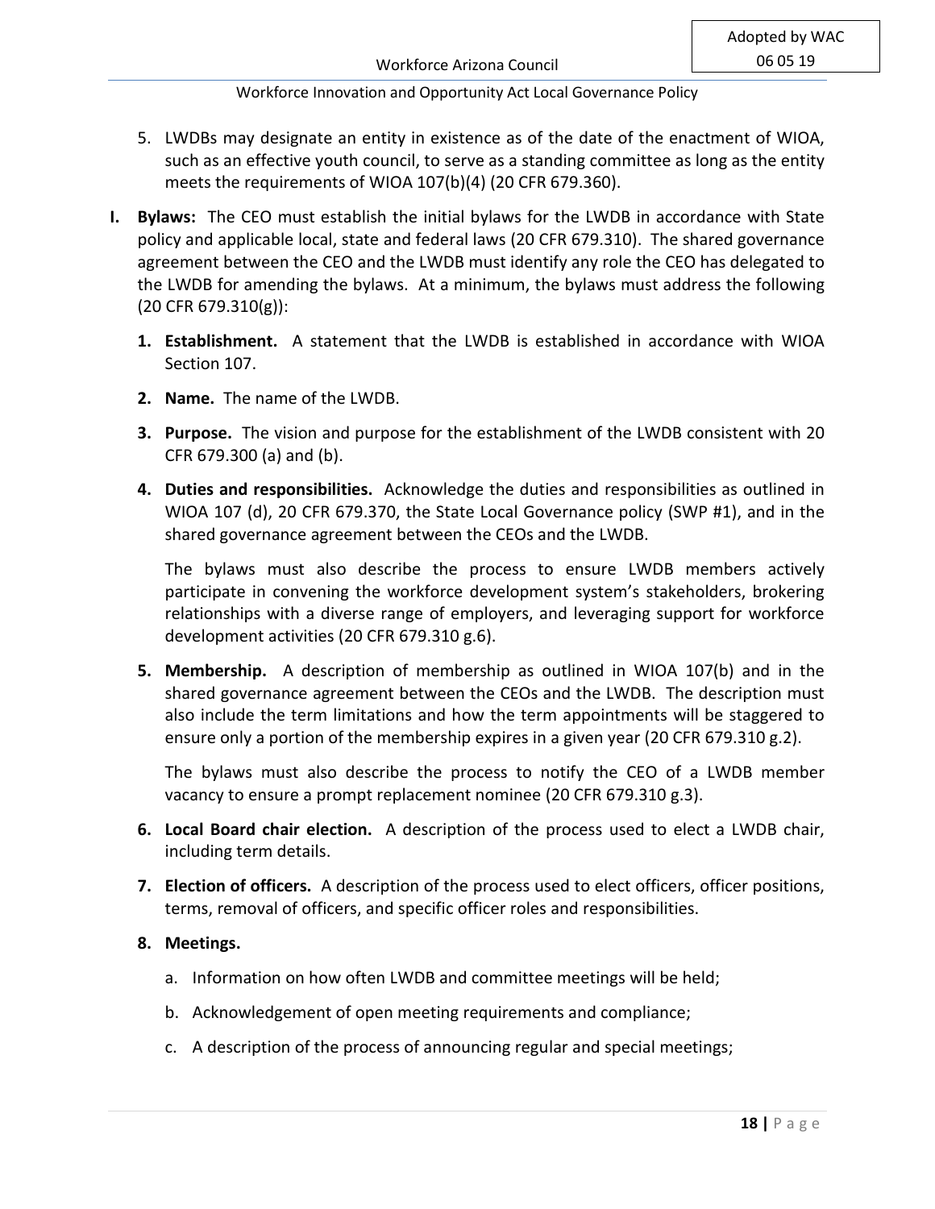5. LWDBs may designate an entity in existence as of the date of the enactment of WIOA, such as an effective youth council, to serve as a standing committee as long as the entity meets the requirements of WIOA 107(b)(4) (20 CFR 679.360).

**I. Bylaws:** The CEO must establish the initial bylaws for the LWDB in accordance with State policy and applicable local, state and federal laws (20 CFR 679.310). The shared governance agreement between the CEO and the LWDB must identify any role the CEO has delegated to the LWDB for amending the bylaws. At a minimum, the bylaws must address the following (20 CFR 679.310(g)):

1. **Establishment.** A statement that the LWDB is established in accordance with WIOA Section 107.

2. **Name.** The name of the LWDB.

3. **Purpose.** The vision and purpose for the establishment of the LWDB consistent with 20 CFR 679.300 (a) and (b).

4. **Duties and responsibilities.** Acknowledge the duties and responsibilities as outlined in WIOA 107 (d), 20 CFR 679.370, the State Local Governance policy (SWP #1), and in the shared governance agreement between the CEOs and the LWDB.

   The bylaws must also describe the process to ensure LWDB members actively participate in convening the workforce development system's stakeholders, brokering relationships with a diverse range of employers, and leveraging support for workforce development activities (20 CFR 679.310 g.6).

5. **Membership.** A description of membership as outlined in WIOA 107(b) and in the shared governance agreement between the CEOs and the LWDB. The description must also include the term limitations and how the term appointments will be staggered to ensure only a portion of the membership expires in a given year (20 CFR 679.310 g.2).

   The bylaws must also describe the process to notify the CEO of a LWDB member vacancy to ensure a prompt replacement nominee (20 CFR 679.310 g.3).

6. **Local Board chair election.** A description of the process used to elect a LWDB chair, including term details.

7. **Election of officers.** A description of the process used to elect officers, officer positions, terms, removal of officers, and specific officer roles and responsibilities.

8. **Meetings.**

   a. Information on how often LWDB and committee meetings will be held;

   b. Acknowledgement of open meeting requirements and compliance;

   c. A description of the process of announcing regular and special meetings;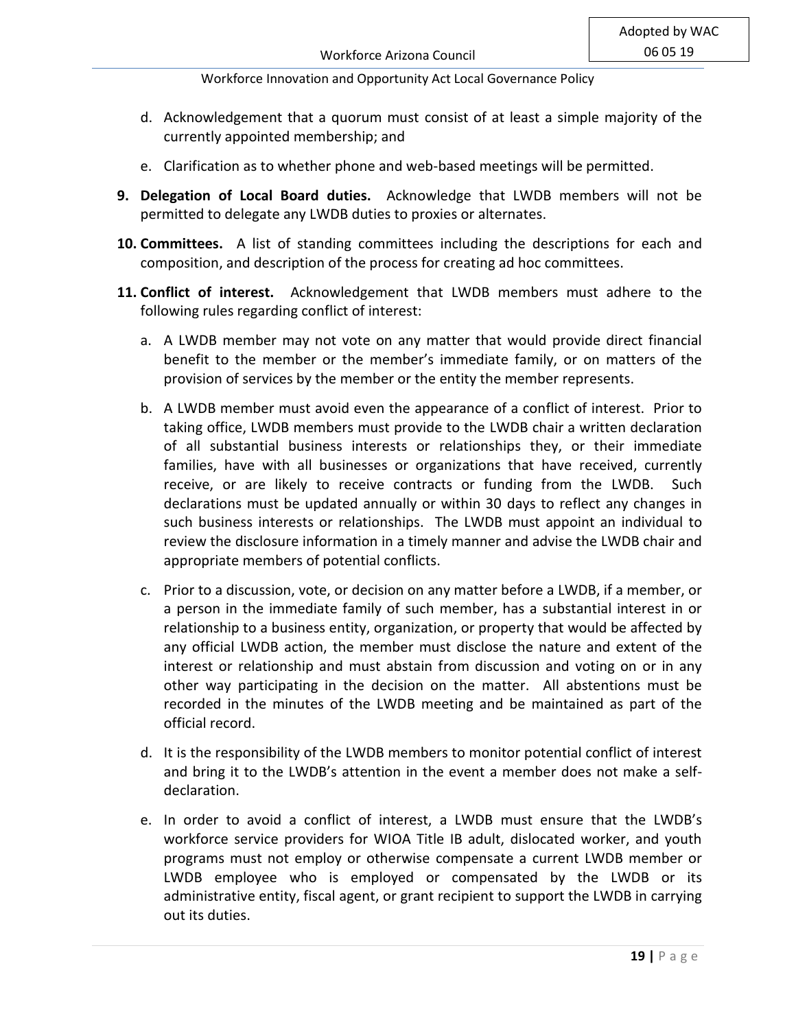d. Acknowledgement that a quorum must consist of at least a simple majority of the currently appointed membership; and

   e. Clarification as to whether phone and web-based meetings will be permitted.

9. **Delegation of Local Board duties.** Acknowledge that LWDB members will not be permitted to delegate any LWDB duties to proxies or alternates.

10. **Committees.** A list of standing committees including the descriptions for each and composition, and description of the process for creating ad hoc committees.

11. **Conflict of interest.** Acknowledgement that LWDB members must adhere to the following rules regarding conflict of interest:

   a. A LWDB member may not vote on any matter that would provide direct financial benefit to the member or the member's immediate family, or on matters of the provision of services by the member or the entity the member represents.

   b. A LWDB member must avoid even the appearance of a conflict of interest. Prior to taking office, LWDB members must provide to the LWDB chair a written declaration of all substantial business interests or relationships they, or their immediate families, have with all businesses or organizations that have received, currently receive, or are likely to receive contracts or funding from the LWDB. Such declarations must be updated annually or within 30 days to reflect any changes in such business interests or relationships. The LWDB must appoint an individual to review the disclosure information in a timely manner and advise the LWDB chair and appropriate members of potential conflicts.

   c. Prior to a discussion, vote, or decision on any matter before a LWDB, if a member, or a person in the immediate family of such member, has a substantial interest in or relationship to a business entity, organization, or property that would be affected by any official LWDB action, the member must disclose the nature and extent of the interest or relationship and must abstain from discussion and voting on or in any other way participating in the decision on the matter. All abstentions must be recorded in the minutes of the LWDB meeting and be maintained as part of the official record.

   d. It is the responsibility of the LWDB members to monitor potential conflict of interest and bring it to the LWDB's attention in the event a member does not make a self-declaration.

   e. In order to avoid a conflict of interest, a LWDB must ensure that the LWDB's workforce service providers for WIOA Title IB adult, dislocated worker, and youth programs must not employ or otherwise compensate a current LWDB member or LWDB employee who is employed or compensated by the LWDB or its administrative entity, fiscal agent, or grant recipient to support the LWDB in carrying out its duties.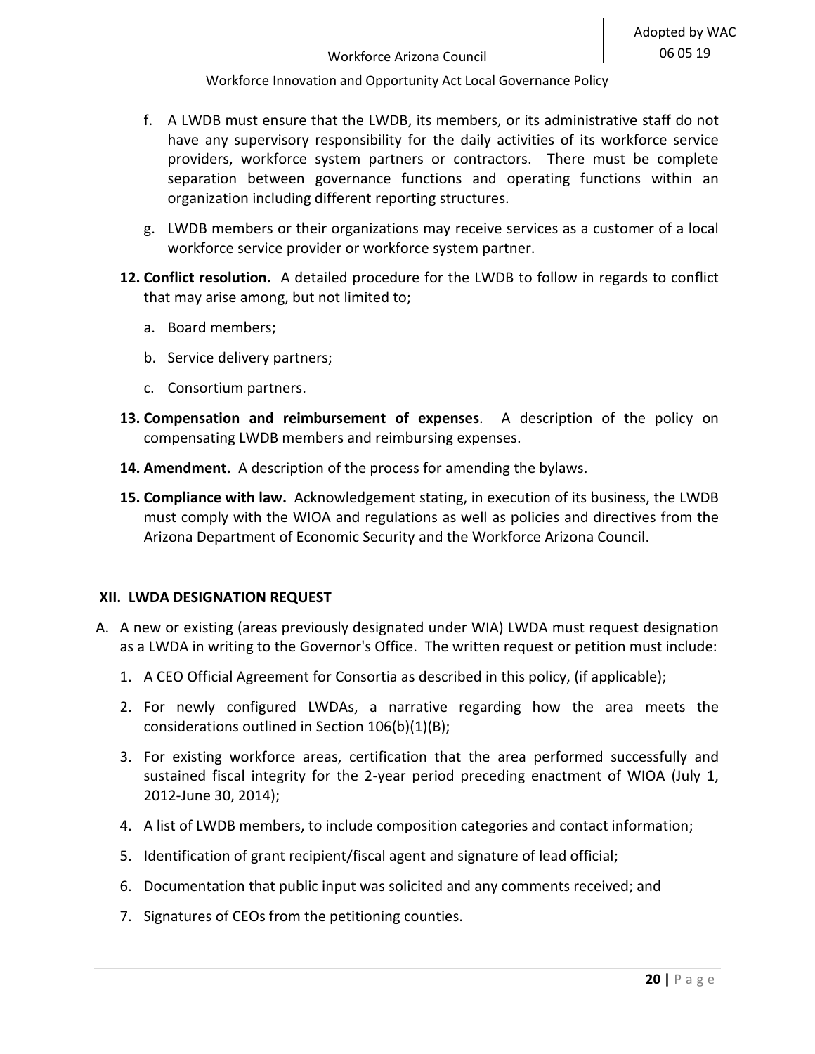f. A LWDB must ensure that the LWDB, its members, or its administrative staff do not have any supervisory responsibility for the daily activities of its workforce service providers, workforce system partners or contractors. There must be complete separation between governance functions and operating functions within an organization including different reporting structures.

g. LWDB members or their organizations may receive services as a customer of a local workforce service provider or workforce system partner.

12. **Conflict resolution.** A detailed procedure for the LWDB to follow in regards to conflict that may arise among, but not limited to;

    a. Board members;

    b. Service delivery partners;

    c. Consortium partners.

13. **Compensation and reimbursement of expenses**. A description of the policy on compensating LWDB members and reimbursing expenses.

14. **Amendment.** A description of the process for amending the bylaws.

15. **Compliance with law.** Acknowledgement stating, in execution of its business, the LWDB must comply with the WIOA and regulations as well as policies and directives from the Arizona Department of Economic Security and the Workforce Arizona Council.

## XII. LWDA DESIGNATION REQUEST

A. A new or existing (areas previously designated under WIA) LWDA must request designation as a LWDA in writing to the Governor's Office. The written request or petition must include:

1. A CEO Official Agreement for Consortia as described in this policy, (if applicable);
2. For newly configured LWDAs, a narrative regarding how the area meets the considerations outlined in Section 106(b)(1)(B);
3. For existing workforce areas, certification that the area performed successfully and sustained fiscal integrity for the 2-year period preceding enactment of WIOA (July 1, 2012-June 30, 2014);
4. A list of LWDB members, to include composition categories and contact information;
5. Identification of grant recipient/fiscal agent and signature of lead official;
6. Documentation that public input was solicited and any comments received; and
7. Signatures of CEOs from the petitioning counties.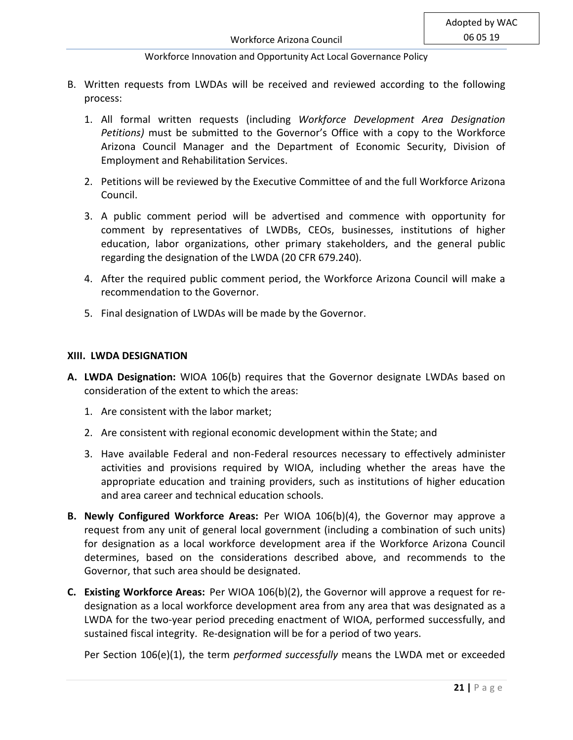B. Written requests from LWDAs will be received and reviewed according to the following process:

   1. All formal written requests (including *Workforce Development Area Designation Petitions)* must be submitted to the Governor's Office with a copy to the Workforce Arizona Council Manager and the Department of Economic Security, Division of Employment and Rehabilitation Services.

   2. Petitions will be reviewed by the Executive Committee of and the full Workforce Arizona Council.

   3. A public comment period will be advertised and commence with opportunity for comment by representatives of LWDBs, CEOs, businesses, institutions of higher education, labor organizations, other primary stakeholders, and the general public regarding the designation of the LWDA (20 CFR 679.240).

   4. After the required public comment period, the Workforce Arizona Council will make a recommendation to the Governor.

   5. Final designation of LWDAs will be made by the Governor.

## XIII. LWDA DESIGNATION

**A. LWDA Designation:** WIOA 106(b) requires that the Governor designate LWDAs based on consideration of the extent to which the areas:

   1. Are consistent with the labor market;

   2. Are consistent with regional economic development within the State; and

   3. Have available Federal and non-Federal resources necessary to effectively administer activities and provisions required by WIOA, including whether the areas have the appropriate education and training providers, such as institutions of higher education and area career and technical education schools.

**B. Newly Configured Workforce Areas:** Per WIOA 106(b)(4), the Governor may approve a request from any unit of general local government (including a combination of such units) for designation as a local workforce development area if the Workforce Arizona Council determines, based on the considerations described above, and recommends to the Governor, that such area should be designated.

**C. Existing Workforce Areas:** Per WIOA 106(b)(2), the Governor will approve a request for re-designation as a local workforce development area from any area that was designated as a LWDA for the two-year period preceding enactment of WIOA, performed successfully, and sustained fiscal integrity. Re-designation will be for a period of two years.

Per Section 106(e)(1), the term *performed successfully* means the LWDA met or exceeded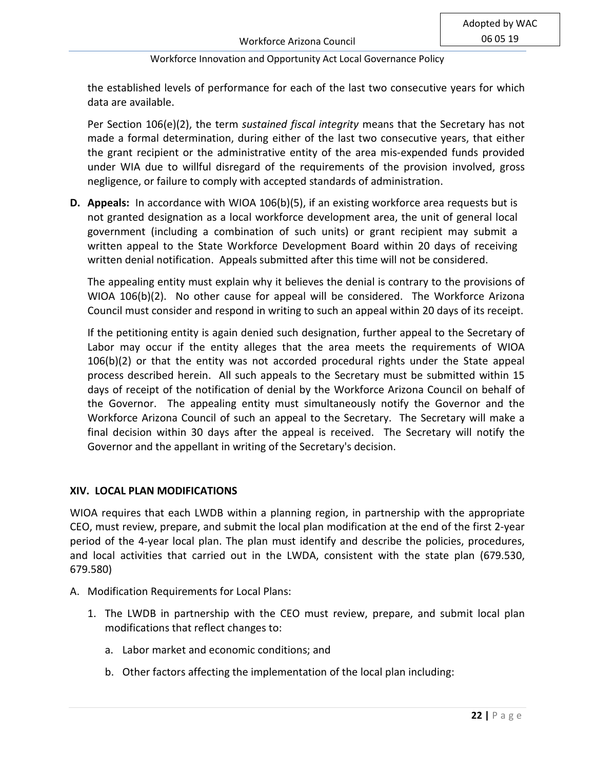the established levels of performance for each of the last two consecutive years for which data are available.

Per Section 106(e)(2), the term *sustained fiscal integrity* means that the Secretary has not made a formal determination, during either of the last two consecutive years, that either the grant recipient or the administrative entity of the area mis-expended funds provided under WIA due to willful disregard of the requirements of the provision involved, gross negligence, or failure to comply with accepted standards of administration.

**D. Appeals:** In accordance with WIOA 106(b)(5), if an existing workforce area requests but is not granted designation as a local workforce development area, the unit of general local government (including a combination of such units) or grant recipient may submit a written appeal to the State Workforce Development Board within 20 days of receiving written denial notification. Appeals submitted after this time will not be considered.

The appealing entity must explain why it believes the denial is contrary to the provisions of WIOA 106(b)(2). No other cause for appeal will be considered. The Workforce Arizona Council must consider and respond in writing to such an appeal within 20 days of its receipt.

If the petitioning entity is again denied such designation, further appeal to the Secretary of Labor may occur if the entity alleges that the area meets the requirements of WIOA 106(b)(2) or that the entity was not accorded procedural rights under the State appeal process described herein. All such appeals to the Secretary must be submitted within 15 days of receipt of the notification of denial by the Workforce Arizona Council on behalf of the Governor. The appealing entity must simultaneously notify the Governor and the Workforce Arizona Council of such an appeal to the Secretary. The Secretary will make a final decision within 30 days after the appeal is received. The Secretary will notify the Governor and the appellant in writing of the Secretary's decision.

## XIV. LOCAL PLAN MODIFICATIONS

WIOA requires that each LWDB within a planning region, in partnership with the appropriate CEO, must review, prepare, and submit the local plan modification at the end of the first 2-year period of the 4-year local plan. The plan must identify and describe the policies, procedures, and local activities that carried out in the LWDA, consistent with the state plan (679.530, 679.580)

A. Modification Requirements for Local Plans:

1. The LWDB in partnership with the CEO must review, prepare, and submit local plan modifications that reflect changes to:

    a. Labor market and economic conditions; and

    b. Other factors affecting the implementation of the local plan including: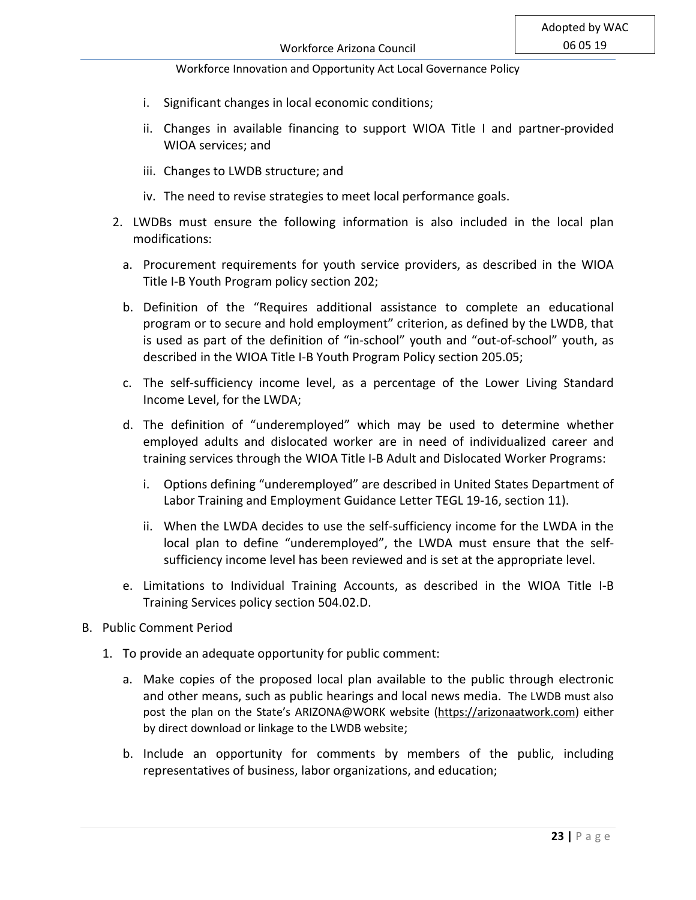i. Significant changes in local economic conditions;

ii. Changes in available financing to support WIOA Title I and partner-provided WIOA services; and

iii. Changes to LWDB structure; and

iv. The need to revise strategies to meet local performance goals.

2. LWDBs must ensure the following information is also included in the local plan modifications:

   a. Procurement requirements for youth service providers, as described in the WIOA Title I-B Youth Program policy section 202;

   b. Definition of the "Requires additional assistance to complete an educational program or to secure and hold employment" criterion, as defined by the LWDB, that is used as part of the definition of "in-school" youth and "out-of-school" youth, as described in the WIOA Title I-B Youth Program Policy section 205.05;

   c. The self-sufficiency income level, as a percentage of the Lower Living Standard Income Level, for the LWDA;

   d. The definition of "underemployed" which may be used to determine whether employed adults and dislocated worker are in need of individualized career and training services through the WIOA Title I-B Adult and Dislocated Worker Programs:

      i. Options defining "underemployed" are described in United States Department of Labor Training and Employment Guidance Letter TEGL 19-16, section 11).

      ii. When the LWDA decides to use the self-sufficiency income for the LWDA in the local plan to define "underemployed", the LWDA must ensure that the self-sufficiency income level has been reviewed and is set at the appropriate level.

   e. Limitations to Individual Training Accounts, as described in the WIOA Title I-B Training Services policy section 504.02.D.

B. Public Comment Period

1. To provide an adequate opportunity for public comment:

   a. Make copies of the proposed local plan available to the public through electronic and other means, such as public hearings and local news media. The LWDB must also post the plan on the State's ARIZONA@WORK website (https://arizonaatwork.com) either by direct download or linkage to the LWDB website;

   b. Include an opportunity for comments by members of the public, including representatives of business, labor organizations, and education;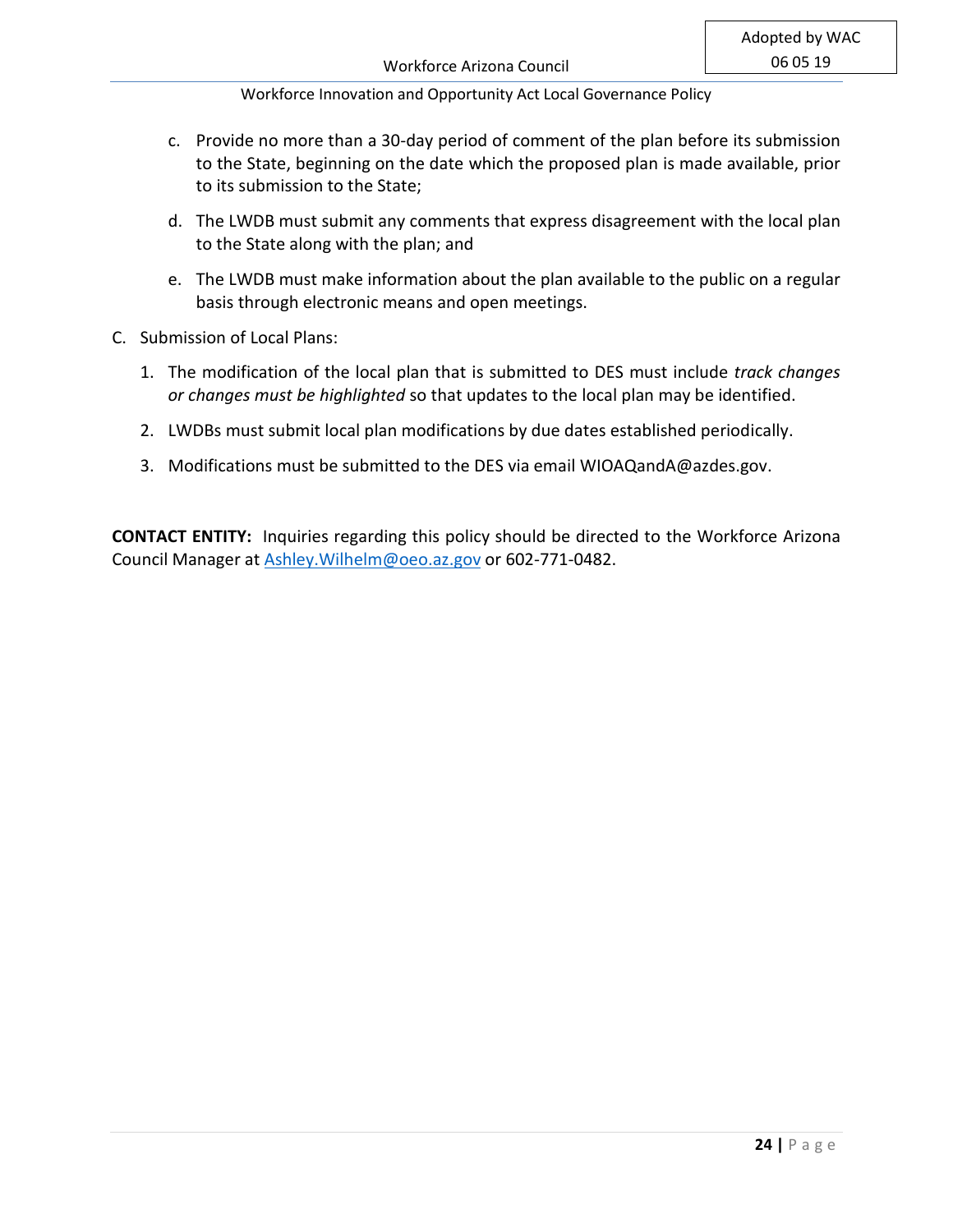c. Provide no more than a 30-day period of comment of the plan before its submission to the State, beginning on the date which the proposed plan is made available, prior to its submission to the State;

d. The LWDB must submit any comments that express disagreement with the local plan to the State along with the plan; and

e. The LWDB must make information about the plan available to the public on a regular basis through electronic means and open meetings.

C. Submission of Local Plans:

1. The modification of the local plan that is submitted to DES must include *track changes or changes must be highlighted* so that updates to the local plan may be identified.

2. LWDBs must submit local plan modifications by due dates established periodically.

3. Modifications must be submitted to the DES via email WIOAQandA@azdes.gov.

**CONTACT ENTITY:** Inquiries regarding this policy should be directed to the Workforce Arizona Council Manager at [Ashley.Wilhelm@oeo.az.gov](mailto:Ashley.Wilhelm@oeo.az.gov) or 602-771-0482.